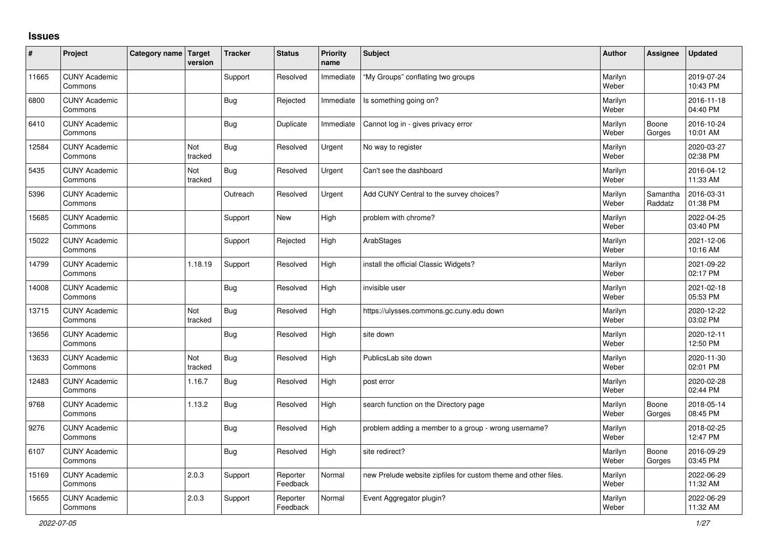# Issues

| # | Project | Category name | Target version | Tracker | Status | Priority name | Subject | Author | Assignee | Updated |
|---|---|---|---|---|---|---|---|---|---|---|
| 11665 | CUNY Academic Commons | | | Support | Resolved | Immediate | "My Groups" conflating two groups | Marilyn Weber | | 2019-07-24 10:43 PM |
| 6800 | CUNY Academic Commons | | | Bug | Rejected | Immediate | Is something going on? | Marilyn Weber | | 2016-11-18 04:40 PM |
| 6410 | CUNY Academic Commons | | | Bug | Duplicate | Immediate | Cannot log in - gives privacy error | Marilyn Weber | Boone Gorges | 2016-10-24 10:01 AM |
| 12584 | CUNY Academic Commons | | Not tracked | Bug | Resolved | Urgent | No way to register | Marilyn Weber | | 2020-03-27 02:38 PM |
| 5435 | CUNY Academic Commons | | Not tracked | Bug | Resolved | Urgent | Can't see the dashboard | Marilyn Weber | | 2016-04-12 11:33 AM |
| 5396 | CUNY Academic Commons | | | Outreach | Resolved | Urgent | Add CUNY Central to the survey choices? | Marilyn Weber | Samantha Raddatz | 2016-03-31 01:38 PM |
| 15685 | CUNY Academic Commons | | | Support | New | High | problem with chrome? | Marilyn Weber | | 2022-04-25 03:40 PM |
| 15022 | CUNY Academic Commons | | | Support | Rejected | High | ArabStages | Marilyn Weber | | 2021-12-06 10:16 AM |
| 14799 | CUNY Academic Commons | | 1.18.19 | Support | Resolved | High | install the official Classic Widgets? | Marilyn Weber | | 2021-09-22 02:17 PM |
| 14008 | CUNY Academic Commons | | | Bug | Resolved | High | invisible user | Marilyn Weber | | 2021-02-18 05:53 PM |
| 13715 | CUNY Academic Commons | | Not tracked | Bug | Resolved | High | https://ulysses.commons.gc.cuny.edu down | Marilyn Weber | | 2020-12-22 03:02 PM |
| 13656 | CUNY Academic Commons | | | Bug | Resolved | High | site down | Marilyn Weber | | 2020-12-11 12:50 PM |
| 13633 | CUNY Academic Commons | | Not tracked | Bug | Resolved | High | PublicsLab site down | Marilyn Weber | | 2020-11-30 02:01 PM |
| 12483 | CUNY Academic Commons | | 1.16.7 | Bug | Resolved | High | post error | Marilyn Weber | | 2020-02-28 02:44 PM |
| 9768 | CUNY Academic Commons | | 1.13.2 | Bug | Resolved | High | search function on the Directory page | Marilyn Weber | Boone Gorges | 2018-05-14 08:45 PM |
| 9276 | CUNY Academic Commons | | | Bug | Resolved | High | problem adding a member to a group - wrong username? | Marilyn Weber | | 2018-02-25 12:47 PM |
| 6107 | CUNY Academic Commons | | | Bug | Resolved | High | site redirect? | Marilyn Weber | Boone Gorges | 2016-09-29 03:45 PM |
| 15169 | CUNY Academic Commons | | 2.0.3 | Support | Reporter Feedback | Normal | new Prelude website zipfiles for custom theme and other files. | Marilyn Weber | | 2022-06-29 11:32 AM |
| 15655 | CUNY Academic Commons | | 2.0.3 | Support | Reporter Feedback | Normal | Event Aggregator plugin? | Marilyn Weber | | 2022-06-29 11:32 AM |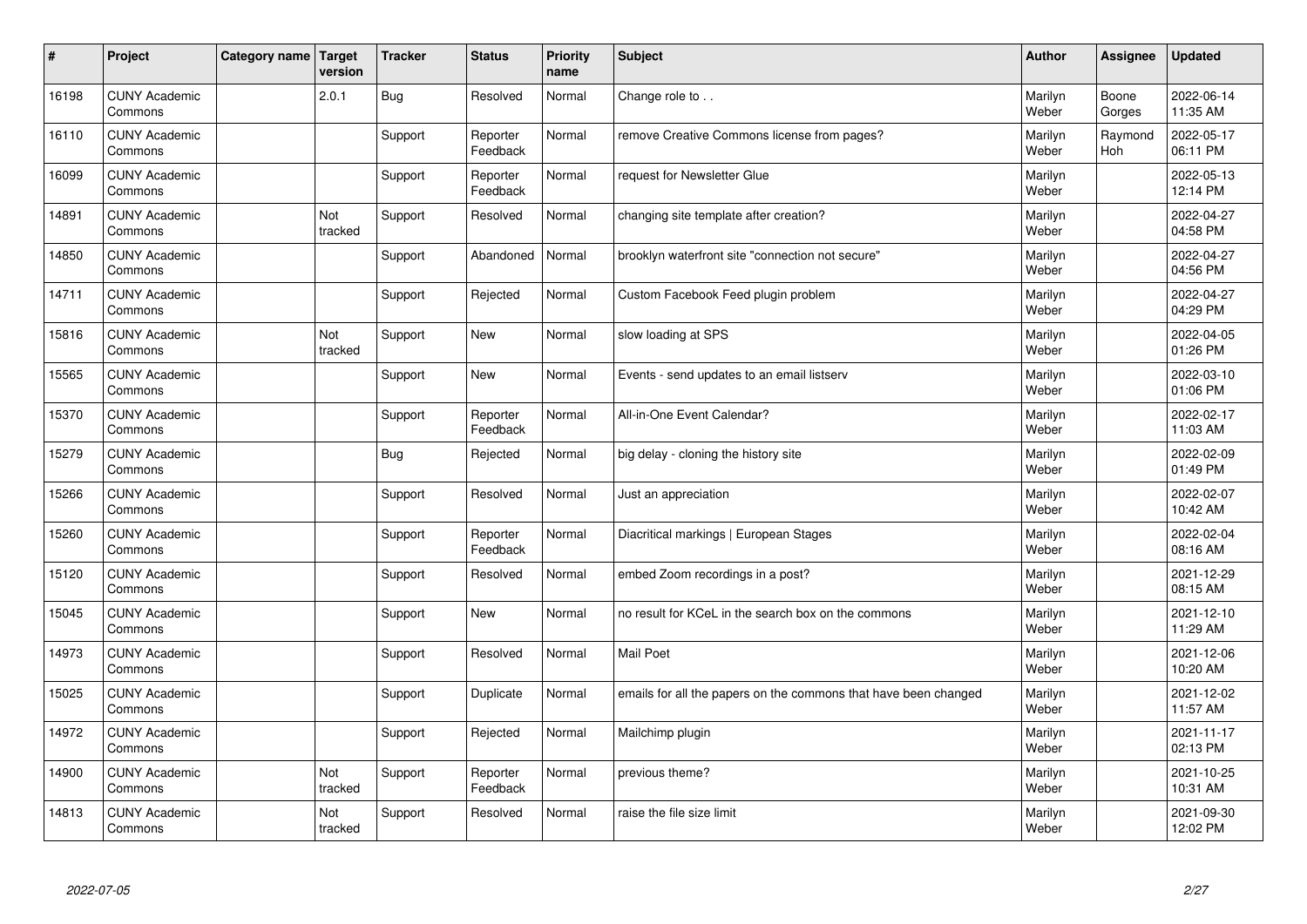| # | Project | Category name | Target version | Tracker | Status | Priority name | Subject | Author | Assignee | Updated |
|---|---|---|---|---|---|---|---|---|---|---|
| 16198 | CUNY Academic Commons | | 2.0.1 | Bug | Resolved | Normal | Change role to . . | Marilyn Weber | Boone Gorges | 2022-06-14 11:35 AM |
| 16110 | CUNY Academic Commons | | | Support | Reporter Feedback | Normal | remove Creative Commons license from pages? | Marilyn Weber | Raymond Hoh | 2022-05-17 06:11 PM |
| 16099 | CUNY Academic Commons | | | Support | Reporter Feedback | Normal | request for Newsletter Glue | Marilyn Weber | | 2022-05-13 12:14 PM |
| 14891 | CUNY Academic Commons | | Not tracked | Support | Resolved | Normal | changing site template after creation? | Marilyn Weber | | 2022-04-27 04:58 PM |
| 14850 | CUNY Academic Commons | | | Support | Abandoned | Normal | brooklyn waterfront site "connection not secure" | Marilyn Weber | | 2022-04-27 04:56 PM |
| 14711 | CUNY Academic Commons | | | Support | Rejected | Normal | Custom Facebook Feed plugin problem | Marilyn Weber | | 2022-04-27 04:29 PM |
| 15816 | CUNY Academic Commons | | Not tracked | Support | New | Normal | slow loading at SPS | Marilyn Weber | | 2022-04-05 01:26 PM |
| 15565 | CUNY Academic Commons | | | Support | New | Normal | Events - send updates to an email listserv | Marilyn Weber | | 2022-03-10 01:06 PM |
| 15370 | CUNY Academic Commons | | | Support | Reporter Feedback | Normal | All-in-One Event Calendar? | Marilyn Weber | | 2022-02-17 11:03 AM |
| 15279 | CUNY Academic Commons | | | Bug | Rejected | Normal | big delay - cloning the history site | Marilyn Weber | | 2022-02-09 01:49 PM |
| 15266 | CUNY Academic Commons | | | Support | Resolved | Normal | Just an appreciation | Marilyn Weber | | 2022-02-07 10:42 AM |
| 15260 | CUNY Academic Commons | | | Support | Reporter Feedback | Normal | Diacritical markings \| European Stages | Marilyn Weber | | 2022-02-04 08:16 AM |
| 15120 | CUNY Academic Commons | | | Support | Resolved | Normal | embed Zoom recordings in a post? | Marilyn Weber | | 2021-12-29 08:15 AM |
| 15045 | CUNY Academic Commons | | | Support | New | Normal | no result for KCeL in the search box on the commons | Marilyn Weber | | 2021-12-10 11:29 AM |
| 14973 | CUNY Academic Commons | | | Support | Resolved | Normal | Mail Poet | Marilyn Weber | | 2021-12-06 10:20 AM |
| 15025 | CUNY Academic Commons | | | Support | Duplicate | Normal | emails for all the papers on the commons that have been changed | Marilyn Weber | | 2021-12-02 11:57 AM |
| 14972 | CUNY Academic Commons | | | Support | Rejected | Normal | Mailchimp plugin | Marilyn Weber | | 2021-11-17 02:13 PM |
| 14900 | CUNY Academic Commons | | Not tracked | Support | Reporter Feedback | Normal | previous theme? | Marilyn Weber | | 2021-10-25 10:31 AM |
| 14813 | CUNY Academic Commons | | Not tracked | Support | Resolved | Normal | raise the file size limit | Marilyn Weber | | 2021-09-30 12:02 PM |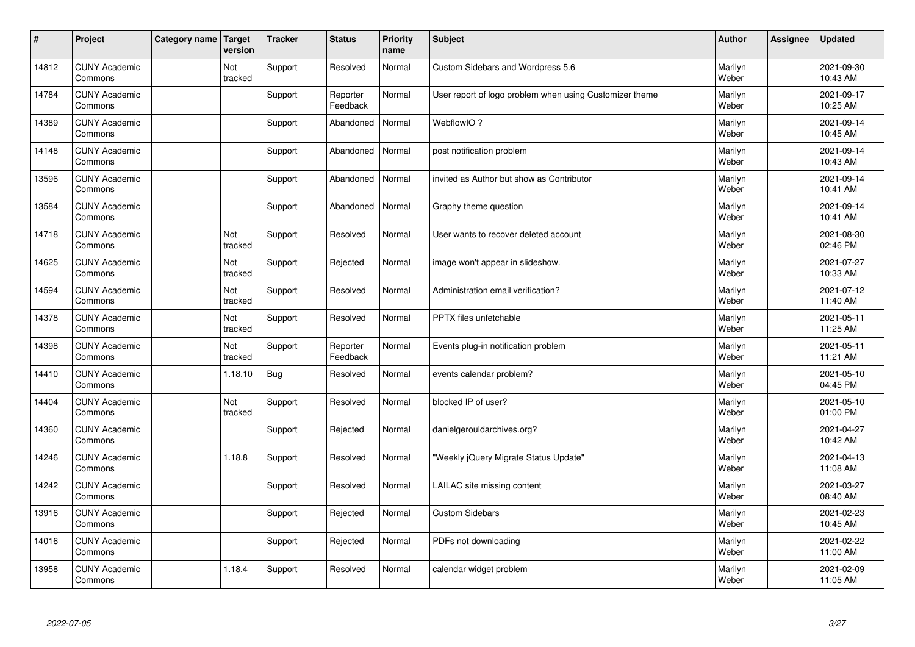| # | Project | Category name | Target version | Tracker | Status | Priority name | Subject | Author | Assignee | Updated |
|---|---|---|---|---|---|---|---|---|---|---|
| 14812 | CUNY Academic Commons | | Not tracked | Support | Resolved | Normal | Custom Sidebars and Wordpress 5.6 | Marilyn Weber | | 2021-09-30 10:43 AM |
| 14784 | CUNY Academic Commons | | | Support | Reporter Feedback | Normal | User report of logo problem when using Customizer theme | Marilyn Weber | | 2021-09-17 10:25 AM |
| 14389 | CUNY Academic Commons | | | Support | Abandoned | Normal | WebflowIO ? | Marilyn Weber | | 2021-09-14 10:45 AM |
| 14148 | CUNY Academic Commons | | | Support | Abandoned | Normal | post notification problem | Marilyn Weber | | 2021-09-14 10:43 AM |
| 13596 | CUNY Academic Commons | | | Support | Abandoned | Normal | invited as Author but show as Contributor | Marilyn Weber | | 2021-09-14 10:41 AM |
| 13584 | CUNY Academic Commons | | | Support | Abandoned | Normal | Graphy theme question | Marilyn Weber | | 2021-09-14 10:41 AM |
| 14718 | CUNY Academic Commons | | Not tracked | Support | Resolved | Normal | User wants to recover deleted account | Marilyn Weber | | 2021-08-30 02:46 PM |
| 14625 | CUNY Academic Commons | | Not tracked | Support | Rejected | Normal | image won't appear in slideshow. | Marilyn Weber | | 2021-07-27 10:33 AM |
| 14594 | CUNY Academic Commons | | Not tracked | Support | Resolved | Normal | Administration email verification? | Marilyn Weber | | 2021-07-12 11:40 AM |
| 14378 | CUNY Academic Commons | | Not tracked | Support | Resolved | Normal | PPTX files unfetchable | Marilyn Weber | | 2021-05-11 11:25 AM |
| 14398 | CUNY Academic Commons | | Not tracked | Support | Reporter Feedback | Normal | Events plug-in notification problem | Marilyn Weber | | 2021-05-11 11:21 AM |
| 14410 | CUNY Academic Commons | | 1.18.10 | Bug | Resolved | Normal | events calendar problem? | Marilyn Weber | | 2021-05-10 04:45 PM |
| 14404 | CUNY Academic Commons | | Not tracked | Support | Resolved | Normal | blocked IP of user? | Marilyn Weber | | 2021-05-10 01:00 PM |
| 14360 | CUNY Academic Commons | | | Support | Rejected | Normal | danielgerouldarchives.org? | Marilyn Weber | | 2021-04-27 10:42 AM |
| 14246 | CUNY Academic Commons | | 1.18.8 | Support | Resolved | Normal | "Weekly jQuery Migrate Status Update" | Marilyn Weber | | 2021-04-13 11:08 AM |
| 14242 | CUNY Academic Commons | | | Support | Resolved | Normal | LAILAC site missing content | Marilyn Weber | | 2021-03-27 08:40 AM |
| 13916 | CUNY Academic Commons | | | Support | Rejected | Normal | Custom Sidebars | Marilyn Weber | | 2021-02-23 10:45 AM |
| 14016 | CUNY Academic Commons | | | Support | Rejected | Normal | PDFs not downloading | Marilyn Weber | | 2021-02-22 11:00 AM |
| 13958 | CUNY Academic Commons | | 1.18.4 | Support | Resolved | Normal | calendar widget problem | Marilyn Weber | | 2021-02-09 11:05 AM |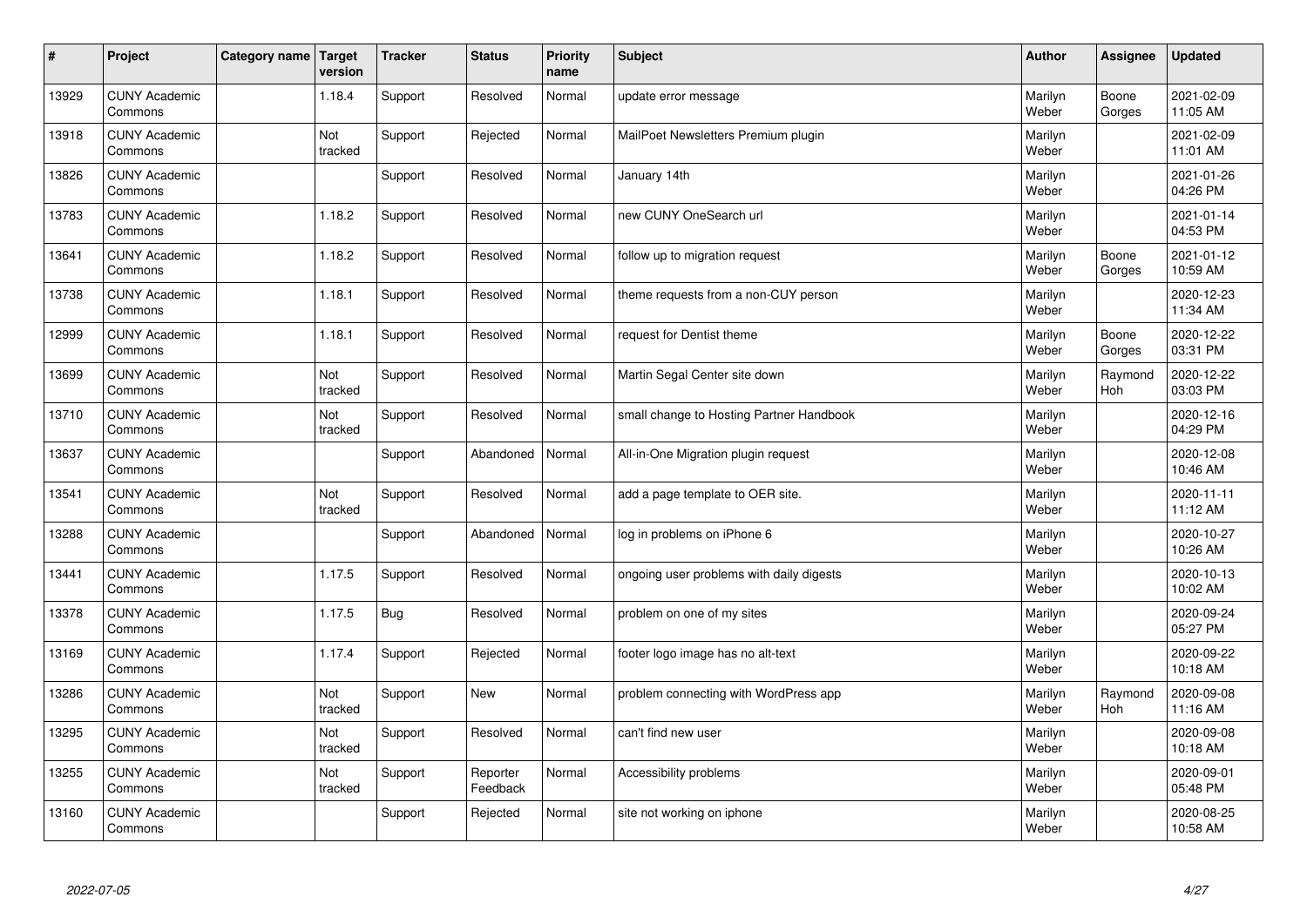| # | Project | Category name | Target version | Tracker | Status | Priority name | Subject | Author | Assignee | Updated |
|---|---|---|---|---|---|---|---|---|---|---|
| 13929 | CUNY Academic Commons | | 1.18.4 | Support | Resolved | Normal | update error message | Marilyn Weber | Boone Gorges | 2021-02-09 11:05 AM |
| 13918 | CUNY Academic Commons | | Not tracked | Support | Rejected | Normal | MailPoet Newsletters Premium plugin | Marilyn Weber | | 2021-02-09 11:01 AM |
| 13826 | CUNY Academic Commons | | | Support | Resolved | Normal | January 14th | Marilyn Weber | | 2021-01-26 04:26 PM |
| 13783 | CUNY Academic Commons | | 1.18.2 | Support | Resolved | Normal | new CUNY OneSearch url | Marilyn Weber | | 2021-01-14 04:53 PM |
| 13641 | CUNY Academic Commons | | 1.18.2 | Support | Resolved | Normal | follow up to migration request | Marilyn Weber | Boone Gorges | 2021-01-12 10:59 AM |
| 13738 | CUNY Academic Commons | | 1.18.1 | Support | Resolved | Normal | theme requests from a non-CUY person | Marilyn Weber | | 2020-12-23 11:34 AM |
| 12999 | CUNY Academic Commons | | 1.18.1 | Support | Resolved | Normal | request for Dentist theme | Marilyn Weber | Boone Gorges | 2020-12-22 03:31 PM |
| 13699 | CUNY Academic Commons | | Not tracked | Support | Resolved | Normal | Martin Segal Center site down | Marilyn Weber | Raymond Hoh | 2020-12-22 03:03 PM |
| 13710 | CUNY Academic Commons | | Not tracked | Support | Resolved | Normal | small change to Hosting Partner Handbook | Marilyn Weber | | 2020-12-16 04:29 PM |
| 13637 | CUNY Academic Commons | | | Support | Abandoned | Normal | All-in-One Migration plugin request | Marilyn Weber | | 2020-12-08 10:46 AM |
| 13541 | CUNY Academic Commons | | Not tracked | Support | Resolved | Normal | add a page template to OER site. | Marilyn Weber | | 2020-11-11 11:12 AM |
| 13288 | CUNY Academic Commons | | | Support | Abandoned | Normal | log in problems on iPhone 6 | Marilyn Weber | | 2020-10-27 10:26 AM |
| 13441 | CUNY Academic Commons | | 1.17.5 | Support | Resolved | Normal | ongoing user problems with daily digests | Marilyn Weber | | 2020-10-13 10:02 AM |
| 13378 | CUNY Academic Commons | | 1.17.5 | Bug | Resolved | Normal | problem on one of my sites | Marilyn Weber | | 2020-09-24 05:27 PM |
| 13169 | CUNY Academic Commons | | 1.17.4 | Support | Rejected | Normal | footer logo image has no alt-text | Marilyn Weber | | 2020-09-22 10:18 AM |
| 13286 | CUNY Academic Commons | | Not tracked | Support | New | Normal | problem connecting with WordPress app | Marilyn Weber | Raymond Hoh | 2020-09-08 11:16 AM |
| 13295 | CUNY Academic Commons | | Not tracked | Support | Resolved | Normal | can't find new user | Marilyn Weber | | 2020-09-08 10:18 AM |
| 13255 | CUNY Academic Commons | | Not tracked | Support | Reporter Feedback | Normal | Accessibility problems | Marilyn Weber | | 2020-09-01 05:48 PM |
| 13160 | CUNY Academic Commons | | | Support | Rejected | Normal | site not working on iphone | Marilyn Weber | | 2020-08-25 10:58 AM |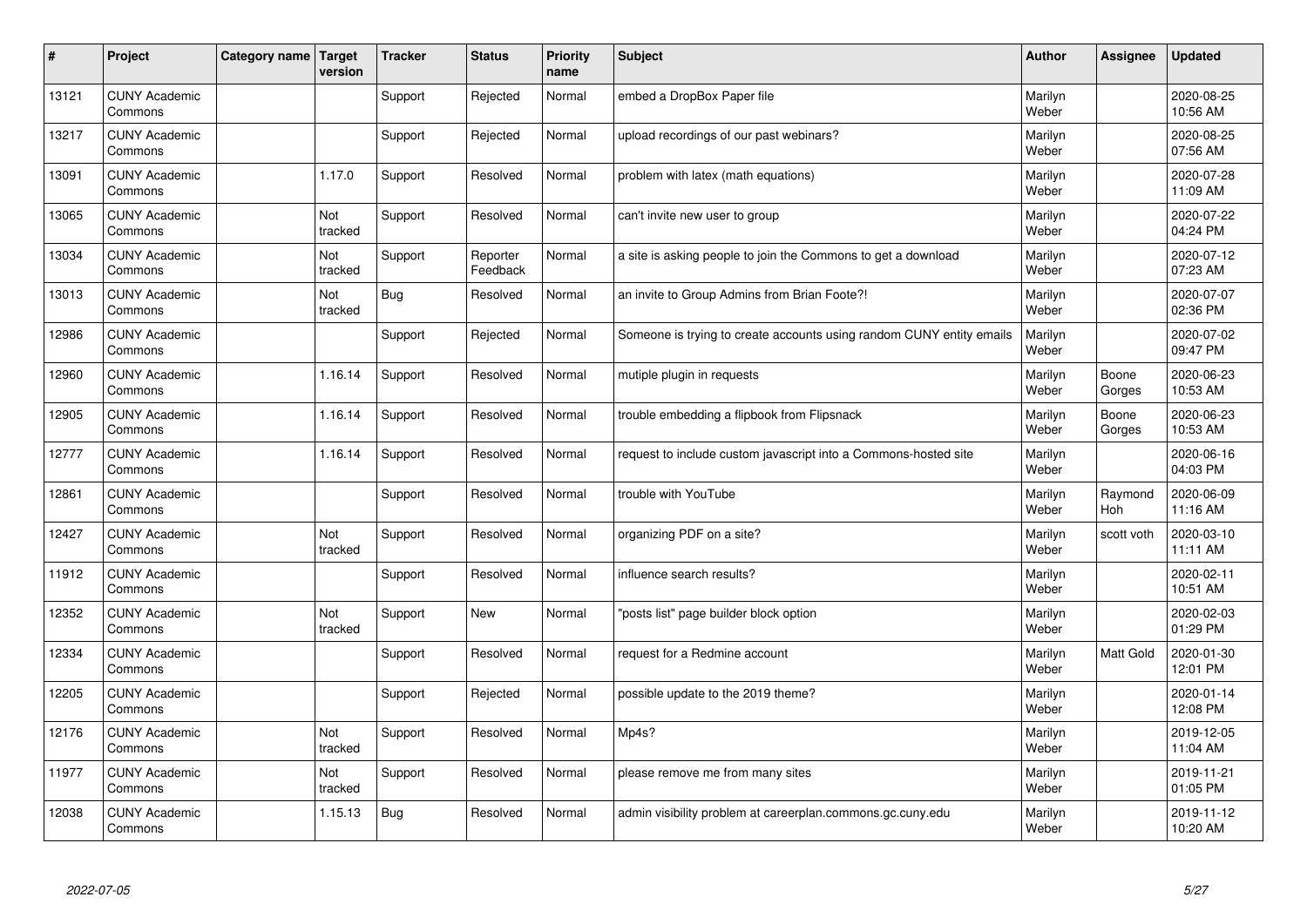| # | Project | Category name | Target version | Tracker | Status | Priority name | Subject | Author | Assignee | Updated |
|---|---|---|---|---|---|---|---|---|---|---|
| 13121 | CUNY Academic Commons | | | Support | Rejected | Normal | embed a DropBox Paper file | Marilyn Weber | | 2020-08-25 10:56 AM |
| 13217 | CUNY Academic Commons | | | Support | Rejected | Normal | upload recordings of our past webinars? | Marilyn Weber | | 2020-08-25 07:56 AM |
| 13091 | CUNY Academic Commons | | 1.17.0 | Support | Resolved | Normal | problem with latex (math equations) | Marilyn Weber | | 2020-07-28 11:09 AM |
| 13065 | CUNY Academic Commons | | Not tracked | Support | Resolved | Normal | can't invite new user to group | Marilyn Weber | | 2020-07-22 04:24 PM |
| 13034 | CUNY Academic Commons | | Not tracked | Support | Reporter Feedback | Normal | a site is asking people to join the Commons to get a download | Marilyn Weber | | 2020-07-12 07:23 AM |
| 13013 | CUNY Academic Commons | | Not tracked | Bug | Resolved | Normal | an invite to Group Admins from Brian Foote?! | Marilyn Weber | | 2020-07-07 02:36 PM |
| 12986 | CUNY Academic Commons | | | Support | Rejected | Normal | Someone is trying to create accounts using random CUNY entity emails | Marilyn Weber | | 2020-07-02 09:47 PM |
| 12960 | CUNY Academic Commons | | 1.16.14 | Support | Resolved | Normal | mutiple plugin in requests | Marilyn Weber | Boone Gorges | 2020-06-23 10:53 AM |
| 12905 | CUNY Academic Commons | | 1.16.14 | Support | Resolved | Normal | trouble embedding a flipbook from Flipsnack | Marilyn Weber | Boone Gorges | 2020-06-23 10:53 AM |
| 12777 | CUNY Academic Commons | | 1.16.14 | Support | Resolved | Normal | request to include custom javascript into a Commons-hosted site | Marilyn Weber | | 2020-06-16 04:03 PM |
| 12861 | CUNY Academic Commons | | | Support | Resolved | Normal | trouble with YouTube | Marilyn Weber | Raymond Hoh | 2020-06-09 11:16 AM |
| 12427 | CUNY Academic Commons | | Not tracked | Support | Resolved | Normal | organizing PDF on a site? | Marilyn Weber | scott voth | 2020-03-10 11:11 AM |
| 11912 | CUNY Academic Commons | | | Support | Resolved | Normal | influence search results? | Marilyn Weber | | 2020-02-11 10:51 AM |
| 12352 | CUNY Academic Commons | | Not tracked | Support | New | Normal | "posts list" page builder block option | Marilyn Weber | | 2020-02-03 01:29 PM |
| 12334 | CUNY Academic Commons | | | Support | Resolved | Normal | request for a Redmine account | Marilyn Weber | Matt Gold | 2020-01-30 12:01 PM |
| 12205 | CUNY Academic Commons | | | Support | Rejected | Normal | possible update to the 2019 theme? | Marilyn Weber | | 2020-01-14 12:08 PM |
| 12176 | CUNY Academic Commons | | Not tracked | Support | Resolved | Normal | Mp4s? | Marilyn Weber | | 2019-12-05 11:04 AM |
| 11977 | CUNY Academic Commons | | Not tracked | Support | Resolved | Normal | please remove me from many sites | Marilyn Weber | | 2019-11-21 01:05 PM |
| 12038 | CUNY Academic Commons | | 1.15.13 | Bug | Resolved | Normal | admin visibility problem at careerplan.commons.gc.cuny.edu | Marilyn Weber | | 2019-11-12 10:20 AM |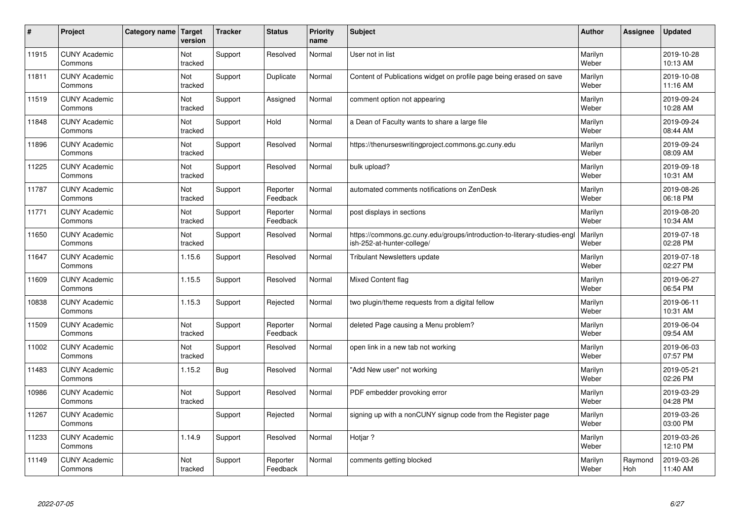| # | Project | Category name | Target version | Tracker | Status | Priority name | Subject | Author | Assignee | Updated |
|---|---|---|---|---|---|---|---|---|---|---|
| 11915 | CUNY Academic Commons | | Not tracked | Support | Resolved | Normal | User not in list | Marilyn Weber | | 2019-10-28 10:13 AM |
| 11811 | CUNY Academic Commons | | Not tracked | Support | Duplicate | Normal | Content of Publications widget on profile page being erased on save | Marilyn Weber | | 2019-10-08 11:16 AM |
| 11519 | CUNY Academic Commons | | Not tracked | Support | Assigned | Normal | comment option not appearing | Marilyn Weber | | 2019-09-24 10:28 AM |
| 11848 | CUNY Academic Commons | | Not tracked | Support | Hold | Normal | a Dean of Faculty wants to share a large file | Marilyn Weber | | 2019-09-24 08:44 AM |
| 11896 | CUNY Academic Commons | | Not tracked | Support | Resolved | Normal | https://thenurseswritingproject.commons.gc.cuny.edu | Marilyn Weber | | 2019-09-24 08:09 AM |
| 11225 | CUNY Academic Commons | | Not tracked | Support | Resolved | Normal | bulk upload? | Marilyn Weber | | 2019-09-18 10:31 AM |
| 11787 | CUNY Academic Commons | | Not tracked | Support | Reporter Feedback | Normal | automated comments notifications on ZenDesk | Marilyn Weber | | 2019-08-26 06:18 PM |
| 11771 | CUNY Academic Commons | | Not tracked | Support | Reporter Feedback | Normal | post displays in sections | Marilyn Weber | | 2019-08-20 10:34 AM |
| 11650 | CUNY Academic Commons | | Not tracked | Support | Resolved | Normal | https://commons.gc.cuny.edu/groups/introduction-to-literary-studies-english-252-at-hunter-college/ | Marilyn Weber | | 2019-07-18 02:28 PM |
| 11647 | CUNY Academic Commons | | 1.15.6 | Support | Resolved | Normal | Tribulant Newsletters update | Marilyn Weber | | 2019-07-18 02:27 PM |
| 11609 | CUNY Academic Commons | | 1.15.5 | Support | Resolved | Normal | Mixed Content flag | Marilyn Weber | | 2019-06-27 06:54 PM |
| 10838 | CUNY Academic Commons | | 1.15.3 | Support | Rejected | Normal | two plugin/theme requests from a digital fellow | Marilyn Weber | | 2019-06-11 10:31 AM |
| 11509 | CUNY Academic Commons | | Not tracked | Support | Reporter Feedback | Normal | deleted Page causing a Menu problem? | Marilyn Weber | | 2019-06-04 09:54 AM |
| 11002 | CUNY Academic Commons | | Not tracked | Support | Resolved | Normal | open link in a new tab not working | Marilyn Weber | | 2019-06-03 07:57 PM |
| 11483 | CUNY Academic Commons | | 1.15.2 | Bug | Resolved | Normal | "Add New user" not working | Marilyn Weber | | 2019-05-21 02:26 PM |
| 10986 | CUNY Academic Commons | | Not tracked | Support | Resolved | Normal | PDF embedder provoking error | Marilyn Weber | | 2019-03-29 04:28 PM |
| 11267 | CUNY Academic Commons | | | Support | Rejected | Normal | signing up with a nonCUNY signup code from the Register page | Marilyn Weber | | 2019-03-26 03:00 PM |
| 11233 | CUNY Academic Commons | | 1.14.9 | Support | Resolved | Normal | Hotjar ? | Marilyn Weber | | 2019-03-26 12:10 PM |
| 11149 | CUNY Academic Commons | | Not tracked | Support | Reporter Feedback | Normal | comments getting blocked | Marilyn Weber | Raymond Hoh | 2019-03-26 11:40 AM |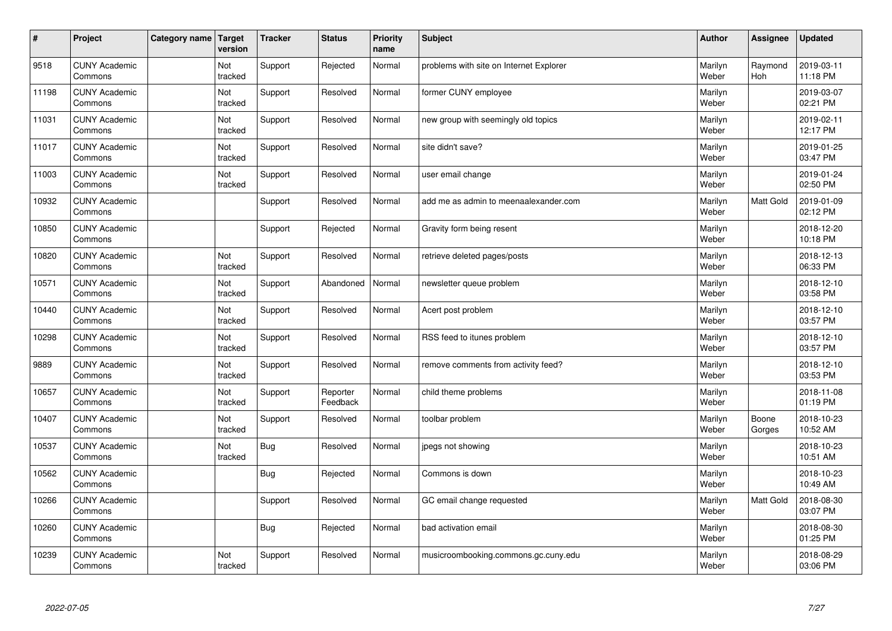| # | Project | Category name | Target version | Tracker | Status | Priority name | Subject | Author | Assignee | Updated |
|---|---|---|---|---|---|---|---|---|---|---|
| 9518 | CUNY Academic Commons | | Not tracked | Support | Rejected | Normal | problems with site on Internet Explorer | Marilyn Weber | Raymond Hoh | 2019-03-11 11:18 PM |
| 11198 | CUNY Academic Commons | | Not tracked | Support | Resolved | Normal | former CUNY employee | Marilyn Weber | | 2019-03-07 02:21 PM |
| 11031 | CUNY Academic Commons | | Not tracked | Support | Resolved | Normal | new group with seemingly old topics | Marilyn Weber | | 2019-02-11 12:17 PM |
| 11017 | CUNY Academic Commons | | Not tracked | Support | Resolved | Normal | site didn't save? | Marilyn Weber | | 2019-01-25 03:47 PM |
| 11003 | CUNY Academic Commons | | Not tracked | Support | Resolved | Normal | user email change | Marilyn Weber | | 2019-01-24 02:50 PM |
| 10932 | CUNY Academic Commons | | | Support | Resolved | Normal | add me as admin to meenaalexander.com | Marilyn Weber | Matt Gold | 2019-01-09 02:12 PM |
| 10850 | CUNY Academic Commons | | | Support | Rejected | Normal | Gravity form being resent | Marilyn Weber | | 2018-12-20 10:18 PM |
| 10820 | CUNY Academic Commons | | Not tracked | Support | Resolved | Normal | retrieve deleted pages/posts | Marilyn Weber | | 2018-12-13 06:33 PM |
| 10571 | CUNY Academic Commons | | Not tracked | Support | Abandoned | Normal | newsletter queue problem | Marilyn Weber | | 2018-12-10 03:58 PM |
| 10440 | CUNY Academic Commons | | Not tracked | Support | Resolved | Normal | Acert post problem | Marilyn Weber | | 2018-12-10 03:57 PM |
| 10298 | CUNY Academic Commons | | Not tracked | Support | Resolved | Normal | RSS feed to itunes problem | Marilyn Weber | | 2018-12-10 03:57 PM |
| 9889 | CUNY Academic Commons | | Not tracked | Support | Resolved | Normal | remove comments from activity feed? | Marilyn Weber | | 2018-12-10 03:53 PM |
| 10657 | CUNY Academic Commons | | Not tracked | Support | Reporter Feedback | Normal | child theme problems | Marilyn Weber | | 2018-11-08 01:19 PM |
| 10407 | CUNY Academic Commons | | Not tracked | Support | Resolved | Normal | toolbar problem | Marilyn Weber | Boone Gorges | 2018-10-23 10:52 AM |
| 10537 | CUNY Academic Commons | | Not tracked | Bug | Resolved | Normal | jpegs not showing | Marilyn Weber | | 2018-10-23 10:51 AM |
| 10562 | CUNY Academic Commons | | | Bug | Rejected | Normal | Commons is down | Marilyn Weber | | 2018-10-23 10:49 AM |
| 10266 | CUNY Academic Commons | | | Support | Resolved | Normal | GC email change requested | Marilyn Weber | Matt Gold | 2018-08-30 03:07 PM |
| 10260 | CUNY Academic Commons | | | Bug | Rejected | Normal | bad activation email | Marilyn Weber | | 2018-08-30 01:25 PM |
| 10239 | CUNY Academic Commons | | Not tracked | Support | Resolved | Normal | musicroombooking.commons.gc.cuny.edu | Marilyn Weber | | 2018-08-29 03:06 PM |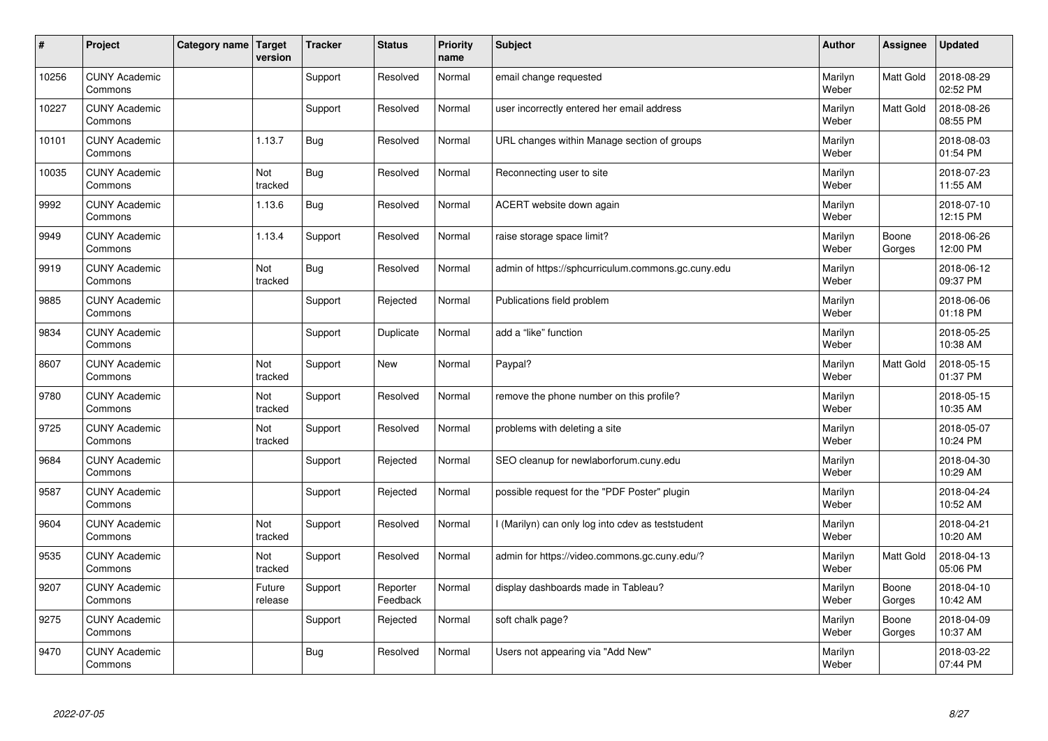| # | Project | Category name | Target version | Tracker | Status | Priority name | Subject | Author | Assignee | Updated |
|---|---|---|---|---|---|---|---|---|---|---|
| 10256 | CUNY Academic Commons | | | Support | Resolved | Normal | email change requested | Marilyn Weber | Matt Gold | 2018-08-29 02:52 PM |
| 10227 | CUNY Academic Commons | | | Support | Resolved | Normal | user incorrectly entered her email address | Marilyn Weber | Matt Gold | 2018-08-26 08:55 PM |
| 10101 | CUNY Academic Commons | | 1.13.7 | Bug | Resolved | Normal | URL changes within Manage section of groups | Marilyn Weber | | 2018-08-03 01:54 PM |
| 10035 | CUNY Academic Commons | | Not tracked | Bug | Resolved | Normal | Reconnecting user to site | Marilyn Weber | | 2018-07-23 11:55 AM |
| 9992 | CUNY Academic Commons | | 1.13.6 | Bug | Resolved | Normal | ACERT website down again | Marilyn Weber | | 2018-07-10 12:15 PM |
| 9949 | CUNY Academic Commons | | 1.13.4 | Support | Resolved | Normal | raise storage space limit? | Marilyn Weber | Boone Gorges | 2018-06-26 12:00 PM |
| 9919 | CUNY Academic Commons | | Not tracked | Bug | Resolved | Normal | admin of https://sphcurriculum.commons.gc.cuny.edu | Marilyn Weber | | 2018-06-12 09:37 PM |
| 9885 | CUNY Academic Commons | | | Support | Rejected | Normal | Publications field problem | Marilyn Weber | | 2018-06-06 01:18 PM |
| 9834 | CUNY Academic Commons | | | Support | Duplicate | Normal | add a "like" function | Marilyn Weber | | 2018-05-25 10:38 AM |
| 8607 | CUNY Academic Commons | | Not tracked | Support | New | Normal | Paypal? | Marilyn Weber | Matt Gold | 2018-05-15 01:37 PM |
| 9780 | CUNY Academic Commons | | Not tracked | Support | Resolved | Normal | remove the phone number on this profile? | Marilyn Weber | | 2018-05-15 10:35 AM |
| 9725 | CUNY Academic Commons | | Not tracked | Support | Resolved | Normal | problems with deleting a site | Marilyn Weber | | 2018-05-07 10:24 PM |
| 9684 | CUNY Academic Commons | | | Support | Rejected | Normal | SEO cleanup for newlaborforum.cuny.edu | Marilyn Weber | | 2018-04-30 10:29 AM |
| 9587 | CUNY Academic Commons | | | Support | Rejected | Normal | possible request for the "PDF Poster" plugin | Marilyn Weber | | 2018-04-24 10:52 AM |
| 9604 | CUNY Academic Commons | | Not tracked | Support | Resolved | Normal | I (Marilyn) can only log into cdev as teststudent | Marilyn Weber | | 2018-04-21 10:20 AM |
| 9535 | CUNY Academic Commons | | Not tracked | Support | Resolved | Normal | admin for https://video.commons.gc.cuny.edu/? | Marilyn Weber | Matt Gold | 2018-04-13 05:06 PM |
| 9207 | CUNY Academic Commons | | Future release | Support | Reporter Feedback | Normal | display dashboards made in Tableau? | Marilyn Weber | Boone Gorges | 2018-04-10 10:42 AM |
| 9275 | CUNY Academic Commons | | | Support | Rejected | Normal | soft chalk page? | Marilyn Weber | Boone Gorges | 2018-04-09 10:37 AM |
| 9470 | CUNY Academic Commons | | | Bug | Resolved | Normal | Users not appearing via "Add New" | Marilyn Weber | | 2018-03-22 07:44 PM |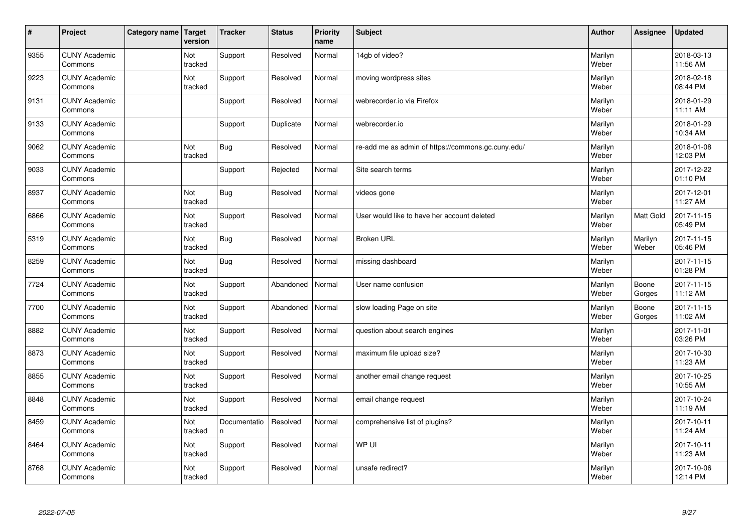| # | Project | Category name | Target version | Tracker | Status | Priority name | Subject | Author | Assignee | Updated |
|---|---|---|---|---|---|---|---|---|---|---|
| 9355 | CUNY Academic Commons | | Not tracked | Support | Resolved | Normal | 14gb of video? | Marilyn Weber | | 2018-03-13 11:56 AM |
| 9223 | CUNY Academic Commons | | Not tracked | Support | Resolved | Normal | moving wordpress sites | Marilyn Weber | | 2018-02-18 08:44 PM |
| 9131 | CUNY Academic Commons | | | Support | Resolved | Normal | webrecorder.io via Firefox | Marilyn Weber | | 2018-01-29 11:11 AM |
| 9133 | CUNY Academic Commons | | | Support | Duplicate | Normal | webrecorder.io | Marilyn Weber | | 2018-01-29 10:34 AM |
| 9062 | CUNY Academic Commons | | Not tracked | Bug | Resolved | Normal | re-add me as admin of https://commons.gc.cuny.edu/ | Marilyn Weber | | 2018-01-08 12:03 PM |
| 9033 | CUNY Academic Commons | | | Support | Rejected | Normal | Site search terms | Marilyn Weber | | 2017-12-22 01:10 PM |
| 8937 | CUNY Academic Commons | | Not tracked | Bug | Resolved | Normal | videos gone | Marilyn Weber | | 2017-12-01 11:27 AM |
| 6866 | CUNY Academic Commons | | Not tracked | Support | Resolved | Normal | User would like to have her account deleted | Marilyn Weber | Matt Gold | 2017-11-15 05:49 PM |
| 5319 | CUNY Academic Commons | | Not tracked | Bug | Resolved | Normal | Broken URL | Marilyn Weber | Marilyn Weber | 2017-11-15 05:46 PM |
| 8259 | CUNY Academic Commons | | Not tracked | Bug | Resolved | Normal | missing dashboard | Marilyn Weber | | 2017-11-15 01:28 PM |
| 7724 | CUNY Academic Commons | | Not tracked | Support | Abandoned | Normal | User name confusion | Marilyn Weber | Boone Gorges | 2017-11-15 11:12 AM |
| 7700 | CUNY Academic Commons | | Not tracked | Support | Abandoned | Normal | slow loading Page on site | Marilyn Weber | Boone Gorges | 2017-11-15 11:02 AM |
| 8882 | CUNY Academic Commons | | Not tracked | Support | Resolved | Normal | question about search engines | Marilyn Weber | | 2017-11-01 03:26 PM |
| 8873 | CUNY Academic Commons | | Not tracked | Support | Resolved | Normal | maximum file upload size? | Marilyn Weber | | 2017-10-30 11:23 AM |
| 8855 | CUNY Academic Commons | | Not tracked | Support | Resolved | Normal | another email change request | Marilyn Weber | | 2017-10-25 10:55 AM |
| 8848 | CUNY Academic Commons | | Not tracked | Support | Resolved | Normal | email change request | Marilyn Weber | | 2017-10-24 11:19 AM |
| 8459 | CUNY Academic Commons | | Not tracked | Documentation | Resolved | Normal | comprehensive list of plugins? | Marilyn Weber | | 2017-10-11 11:24 AM |
| 8464 | CUNY Academic Commons | | Not tracked | Support | Resolved | Normal | WP UI | Marilyn Weber | | 2017-10-11 11:23 AM |
| 8768 | CUNY Academic Commons | | Not tracked | Support | Resolved | Normal | unsafe redirect? | Marilyn Weber | | 2017-10-06 12:14 PM |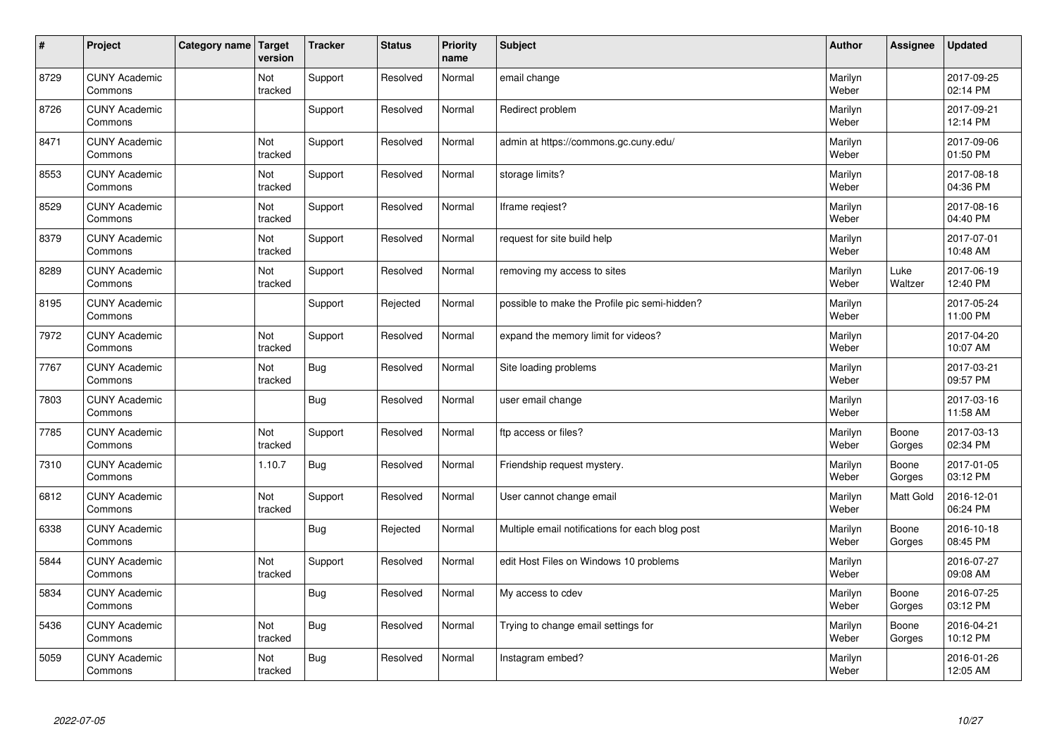| # | Project | Category name | Target version | Tracker | Status | Priority name | Subject | Author | Assignee | Updated |
|---|---|---|---|---|---|---|---|---|---|---|
| 8729 | CUNY Academic Commons | | Not tracked | Support | Resolved | Normal | email change | Marilyn Weber | | 2017-09-25 02:14 PM |
| 8726 | CUNY Academic Commons | | | Support | Resolved | Normal | Redirect problem | Marilyn Weber | | 2017-09-21 12:14 PM |
| 8471 | CUNY Academic Commons | | Not tracked | Support | Resolved | Normal | admin at https://commons.gc.cuny.edu/ | Marilyn Weber | | 2017-09-06 01:50 PM |
| 8553 | CUNY Academic Commons | | Not tracked | Support | Resolved | Normal | storage limits? | Marilyn Weber | | 2017-08-18 04:36 PM |
| 8529 | CUNY Academic Commons | | Not tracked | Support | Resolved | Normal | Iframe reqiest? | Marilyn Weber | | 2017-08-16 04:40 PM |
| 8379 | CUNY Academic Commons | | Not tracked | Support | Resolved | Normal | request for site build help | Marilyn Weber | | 2017-07-01 10:48 AM |
| 8289 | CUNY Academic Commons | | Not tracked | Support | Resolved | Normal | removing my access to sites | Marilyn Weber | Luke Waltzer | 2017-06-19 12:40 PM |
| 8195 | CUNY Academic Commons | | | Support | Rejected | Normal | possible to make the Profile pic semi-hidden? | Marilyn Weber | | 2017-05-24 11:00 PM |
| 7972 | CUNY Academic Commons | | Not tracked | Support | Resolved | Normal | expand the memory limit for videos? | Marilyn Weber | | 2017-04-20 10:07 AM |
| 7767 | CUNY Academic Commons | | Not tracked | Bug | Resolved | Normal | Site loading problems | Marilyn Weber | | 2017-03-21 09:57 PM |
| 7803 | CUNY Academic Commons | | | Bug | Resolved | Normal | user email change | Marilyn Weber | | 2017-03-16 11:58 AM |
| 7785 | CUNY Academic Commons | | Not tracked | Support | Resolved | Normal | ftp access or files? | Marilyn Weber | Boone Gorges | 2017-03-13 02:34 PM |
| 7310 | CUNY Academic Commons | | 1.10.7 | Bug | Resolved | Normal | Friendship request mystery. | Marilyn Weber | Boone Gorges | 2017-01-05 03:12 PM |
| 6812 | CUNY Academic Commons | | Not tracked | Support | Resolved | Normal | User cannot change email | Marilyn Weber | Matt Gold | 2016-12-01 06:24 PM |
| 6338 | CUNY Academic Commons | | | Bug | Rejected | Normal | Multiple email notifications for each blog post | Marilyn Weber | Boone Gorges | 2016-10-18 08:45 PM |
| 5844 | CUNY Academic Commons | | Not tracked | Support | Resolved | Normal | edit Host Files on Windows 10 problems | Marilyn Weber | | 2016-07-27 09:08 AM |
| 5834 | CUNY Academic Commons | | | Bug | Resolved | Normal | My access to cdev | Marilyn Weber | Boone Gorges | 2016-07-25 03:12 PM |
| 5436 | CUNY Academic Commons | | Not tracked | Bug | Resolved | Normal | Trying to change email settings for | Marilyn Weber | Boone Gorges | 2016-04-21 10:12 PM |
| 5059 | CUNY Academic Commons | | Not tracked | Bug | Resolved | Normal | Instagram embed? | Marilyn Weber | | 2016-01-26 12:05 AM |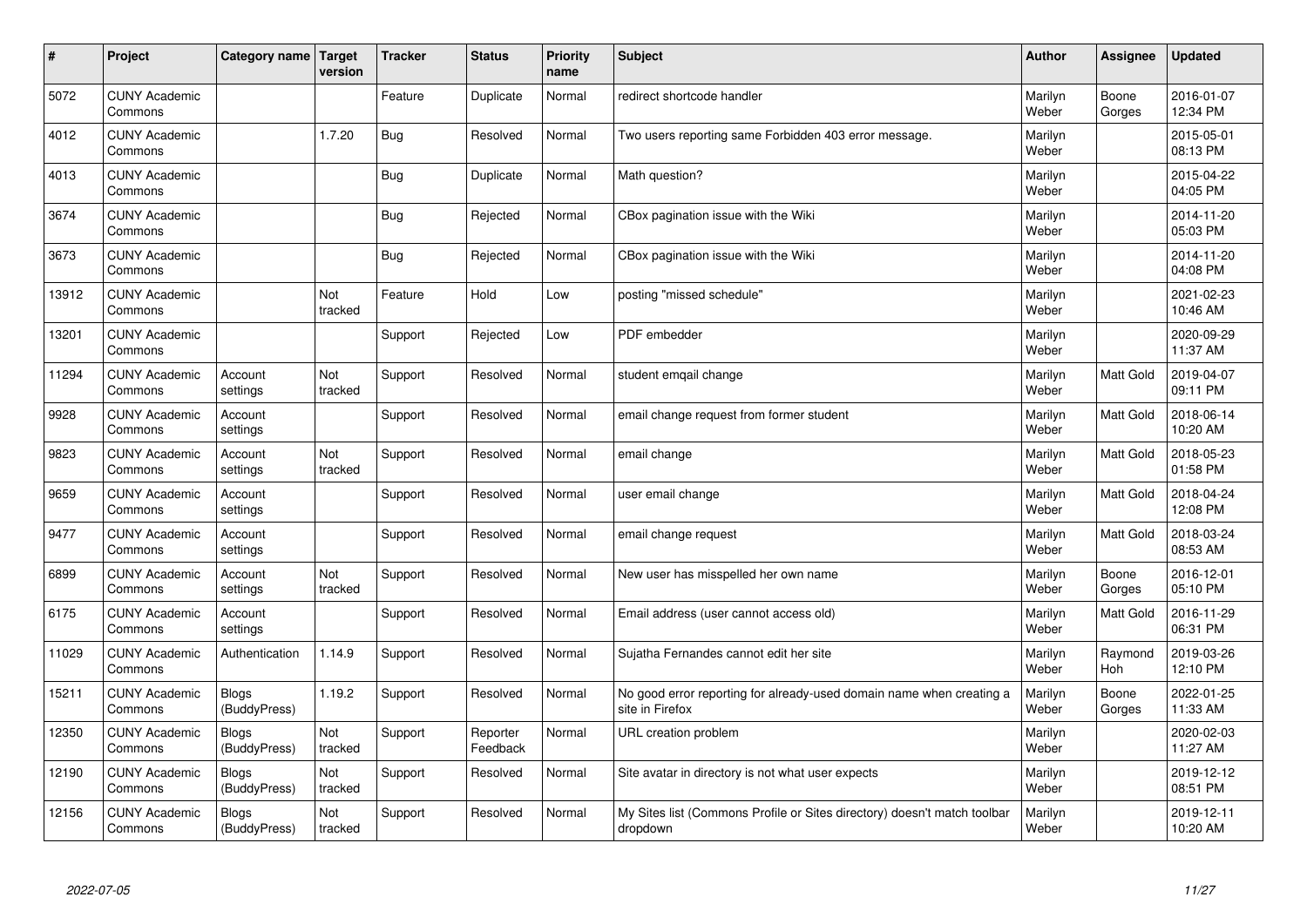| # | Project | Category name | Target version | Tracker | Status | Priority name | Subject | Author | Assignee | Updated |
|---|---|---|---|---|---|---|---|---|---|---|
| 5072 | CUNY Academic Commons | | | Feature | Duplicate | Normal | redirect shortcode handler | Marilyn Weber | Boone Gorges | 2016-01-07 12:34 PM |
| 4012 | CUNY Academic Commons | | 1.7.20 | Bug | Resolved | Normal | Two users reporting same Forbidden 403 error message. | Marilyn Weber | | 2015-05-01 08:13 PM |
| 4013 | CUNY Academic Commons | | | Bug | Duplicate | Normal | Math question? | Marilyn Weber | | 2015-04-22 04:05 PM |
| 3674 | CUNY Academic Commons | | | Bug | Rejected | Normal | CBox pagination issue with the Wiki | Marilyn Weber | | 2014-11-20 05:03 PM |
| 3673 | CUNY Academic Commons | | | Bug | Rejected | Normal | CBox pagination issue with the Wiki | Marilyn Weber | | 2014-11-20 04:08 PM |
| 13912 | CUNY Academic Commons | | Not tracked | Feature | Hold | Low | posting "missed schedule" | Marilyn Weber | | 2021-02-23 10:46 AM |
| 13201 | CUNY Academic Commons | | | Support | Rejected | Low | PDF embedder | Marilyn Weber | | 2020-09-29 11:37 AM |
| 11294 | CUNY Academic Commons | Account settings | Not tracked | Support | Resolved | Normal | student emqail change | Marilyn Weber | Matt Gold | 2019-04-07 09:11 PM |
| 9928 | CUNY Academic Commons | Account settings | | Support | Resolved | Normal | email change request from former student | Marilyn Weber | Matt Gold | 2018-06-14 10:20 AM |
| 9823 | CUNY Academic Commons | Account settings | Not tracked | Support | Resolved | Normal | email change | Marilyn Weber | Matt Gold | 2018-05-23 01:58 PM |
| 9659 | CUNY Academic Commons | Account settings | | Support | Resolved | Normal | user email change | Marilyn Weber | Matt Gold | 2018-04-24 12:08 PM |
| 9477 | CUNY Academic Commons | Account settings | | Support | Resolved | Normal | email change request | Marilyn Weber | Matt Gold | 2018-03-24 08:53 AM |
| 6899 | CUNY Academic Commons | Account settings | Not tracked | Support | Resolved | Normal | New user has misspelled her own name | Marilyn Weber | Boone Gorges | 2016-12-01 05:10 PM |
| 6175 | CUNY Academic Commons | Account settings | | Support | Resolved | Normal | Email address (user cannot access old) | Marilyn Weber | Matt Gold | 2016-11-29 06:31 PM |
| 11029 | CUNY Academic Commons | Authentication | 1.14.9 | Support | Resolved | Normal | Sujatha Fernandes cannot edit her site | Marilyn Weber | Raymond Hoh | 2019-03-26 12:10 PM |
| 15211 | CUNY Academic Commons | Blogs (BuddyPress) | 1.19.2 | Support | Resolved | Normal | No good error reporting for already-used domain name when creating a site in Firefox | Marilyn Weber | Boone Gorges | 2022-01-25 11:33 AM |
| 12350 | CUNY Academic Commons | Blogs (BuddyPress) | Not tracked | Support | Reporter Feedback | Normal | URL creation problem | Marilyn Weber | | 2020-02-03 11:27 AM |
| 12190 | CUNY Academic Commons | Blogs (BuddyPress) | Not tracked | Support | Resolved | Normal | Site avatar in directory is not what user expects | Marilyn Weber | | 2019-12-12 08:51 PM |
| 12156 | CUNY Academic Commons | Blogs (BuddyPress) | Not tracked | Support | Resolved | Normal | My Sites list (Commons Profile or Sites directory) doesn't match toolbar dropdown | Marilyn Weber | | 2019-12-11 10:20 AM |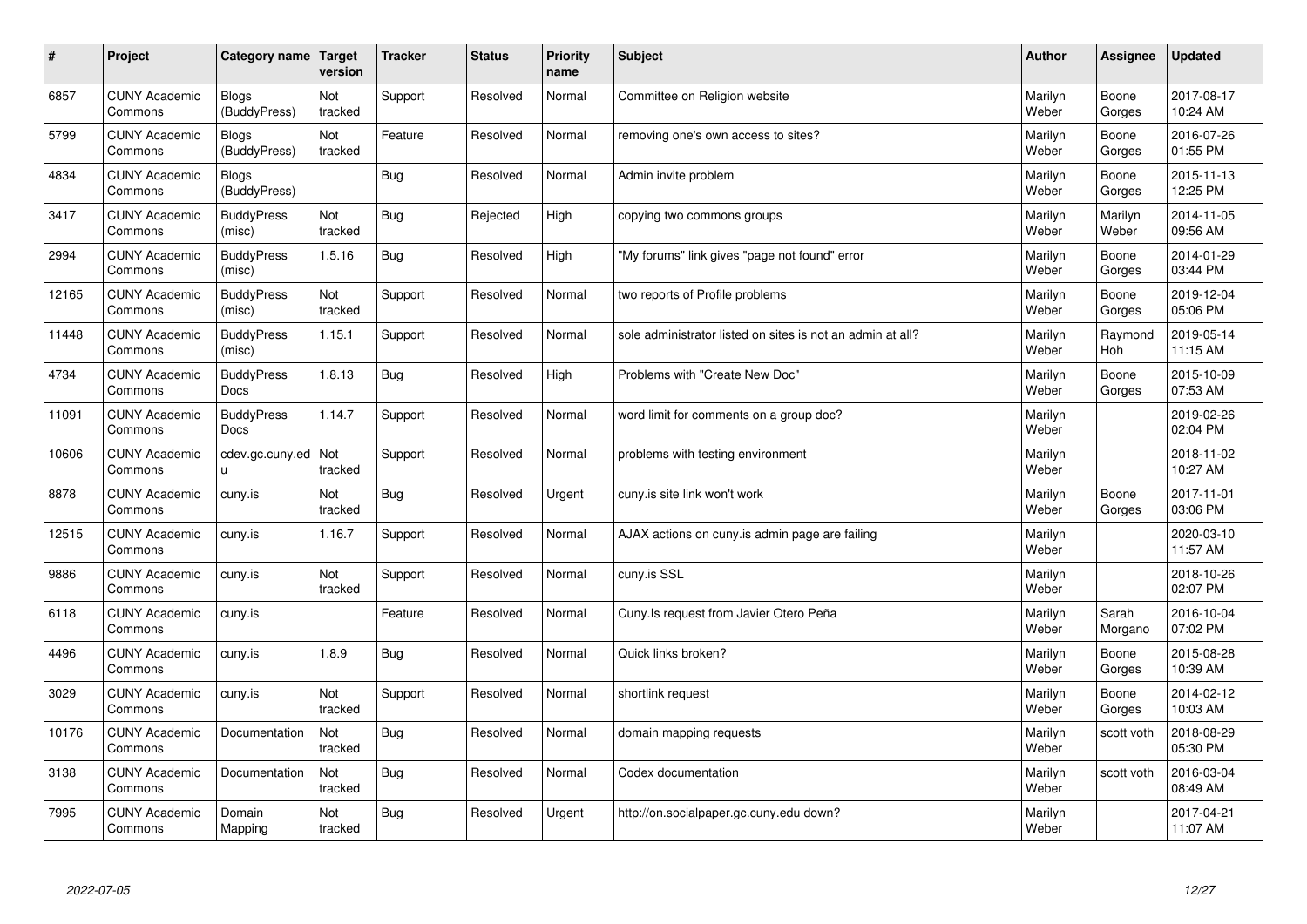| # | Project | Category name | Target version | Tracker | Status | Priority name | Subject | Author | Assignee | Updated |
|---|---|---|---|---|---|---|---|---|---|---|
| 6857 | CUNY Academic Commons | Blogs (BuddyPress) | Not tracked | Support | Resolved | Normal | Committee on Religion website | Marilyn Weber | Boone Gorges | 2017-08-17 10:24 AM |
| 5799 | CUNY Academic Commons | Blogs (BuddyPress) | Not tracked | Feature | Resolved | Normal | removing one's own access to sites? | Marilyn Weber | Boone Gorges | 2016-07-26 01:55 PM |
| 4834 | CUNY Academic Commons | Blogs (BuddyPress) | | Bug | Resolved | Normal | Admin invite problem | Marilyn Weber | Boone Gorges | 2015-11-13 12:25 PM |
| 3417 | CUNY Academic Commons | BuddyPress (misc) | Not tracked | Bug | Rejected | High | copying two commons groups | Marilyn Weber | Marilyn Weber | 2014-11-05 09:56 AM |
| 2994 | CUNY Academic Commons | BuddyPress (misc) | 1.5.16 | Bug | Resolved | High | "My forums" link gives "page not found" error | Marilyn Weber | Boone Gorges | 2014-01-29 03:44 PM |
| 12165 | CUNY Academic Commons | BuddyPress (misc) | Not tracked | Support | Resolved | Normal | two reports of Profile problems | Marilyn Weber | Boone Gorges | 2019-12-04 05:06 PM |
| 11448 | CUNY Academic Commons | BuddyPress (misc) | 1.15.1 | Support | Resolved | Normal | sole administrator listed on sites is not an admin at all? | Marilyn Weber | Raymond Hoh | 2019-05-14 11:15 AM |
| 4734 | CUNY Academic Commons | BuddyPress Docs | 1.8.13 | Bug | Resolved | High | Problems with "Create New Doc" | Marilyn Weber | Boone Gorges | 2015-10-09 07:53 AM |
| 11091 | CUNY Academic Commons | BuddyPress Docs | 1.14.7 | Support | Resolved | Normal | word limit for comments on a group doc? | Marilyn Weber | | 2019-02-26 02:04 PM |
| 10606 | CUNY Academic Commons | cdev.gc.cuny.edu | Not tracked | Support | Resolved | Normal | problems with testing environment | Marilyn Weber | | 2018-11-02 10:27 AM |
| 8878 | CUNY Academic Commons | cuny.is | Not tracked | Bug | Resolved | Urgent | cuny.is site link won't work | Marilyn Weber | Boone Gorges | 2017-11-01 03:06 PM |
| 12515 | CUNY Academic Commons | cuny.is | 1.16.7 | Support | Resolved | Normal | AJAX actions on cuny.is admin page are failing | Marilyn Weber | | 2020-03-10 11:57 AM |
| 9886 | CUNY Academic Commons | cuny.is | Not tracked | Support | Resolved | Normal | cuny.is SSL | Marilyn Weber | | 2018-10-26 02:07 PM |
| 6118 | CUNY Academic Commons | cuny.is | | Feature | Resolved | Normal | Cuny.Is request from Javier Otero Peña | Marilyn Weber | Sarah Morgano | 2016-10-04 07:02 PM |
| 4496 | CUNY Academic Commons | cuny.is | 1.8.9 | Bug | Resolved | Normal | Quick links broken? | Marilyn Weber | Boone Gorges | 2015-08-28 10:39 AM |
| 3029 | CUNY Academic Commons | cuny.is | Not tracked | Support | Resolved | Normal | shortlink request | Marilyn Weber | Boone Gorges | 2014-02-12 10:03 AM |
| 10176 | CUNY Academic Commons | Documentation | Not tracked | Bug | Resolved | Normal | domain mapping requests | Marilyn Weber | scott voth | 2018-08-29 05:30 PM |
| 3138 | CUNY Academic Commons | Documentation | Not tracked | Bug | Resolved | Normal | Codex documentation | Marilyn Weber | scott voth | 2016-03-04 08:49 AM |
| 7995 | CUNY Academic Commons | Domain Mapping | Not tracked | Bug | Resolved | Urgent | http://on.socialpaper.gc.cuny.edu down? | Marilyn Weber | | 2017-04-21 11:07 AM |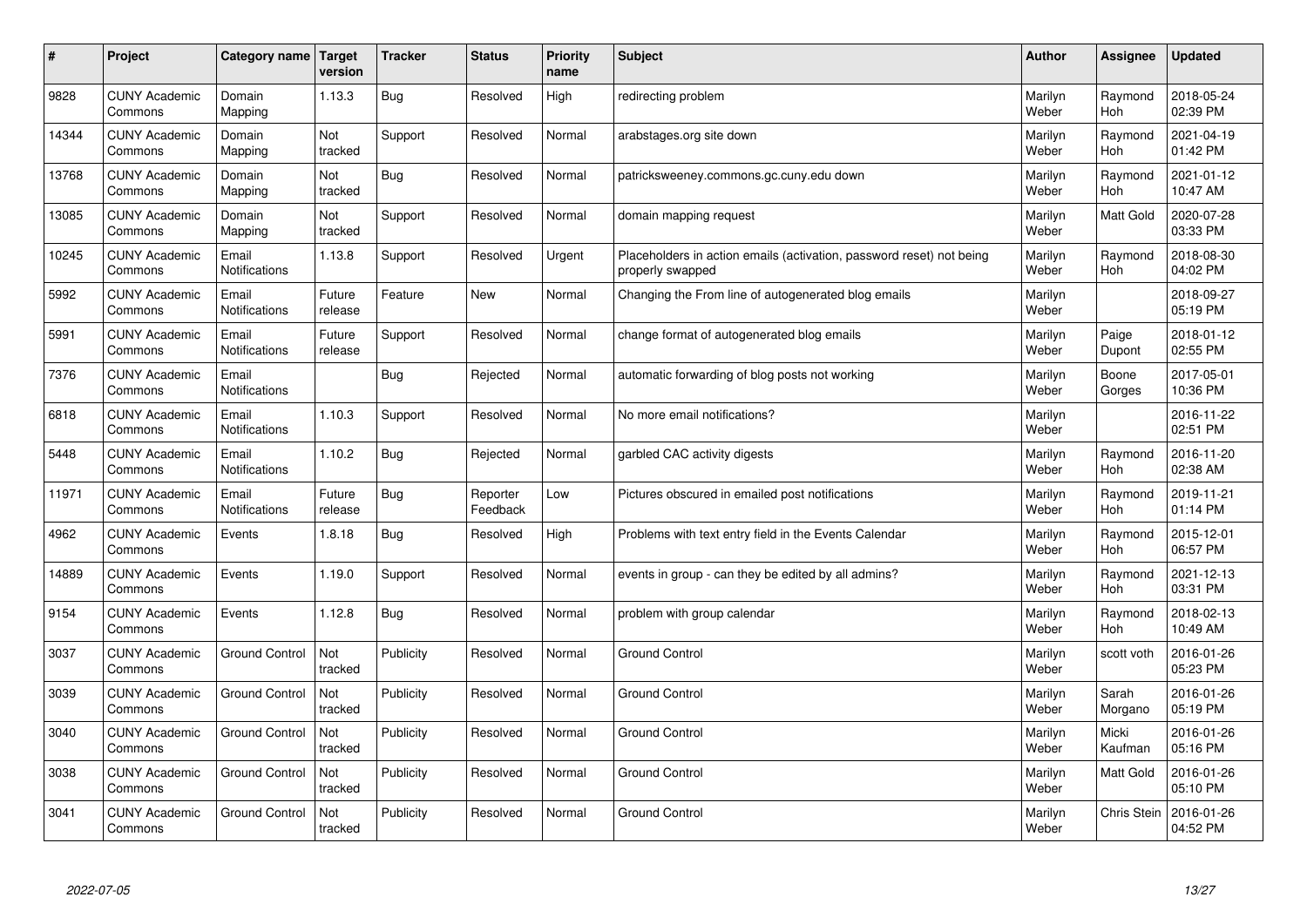| # | Project | Category name | Target version | Tracker | Status | Priority name | Subject | Author | Assignee | Updated |
|---|---|---|---|---|---|---|---|---|---|---|
| 9828 | CUNY Academic Commons | Domain Mapping | 1.13.3 | Bug | Resolved | High | redirecting problem | Marilyn Weber | Raymond Hoh | 2018-05-24 02:39 PM |
| 14344 | CUNY Academic Commons | Domain Mapping | Not tracked | Support | Resolved | Normal | arabstages.org site down | Marilyn Weber | Raymond Hoh | 2021-04-19 01:42 PM |
| 13768 | CUNY Academic Commons | Domain Mapping | Not tracked | Bug | Resolved | Normal | patricksweeney.commons.gc.cuny.edu down | Marilyn Weber | Raymond Hoh | 2021-01-12 10:47 AM |
| 13085 | CUNY Academic Commons | Domain Mapping | Not tracked | Support | Resolved | Normal | domain mapping request | Marilyn Weber | Matt Gold | 2020-07-28 03:33 PM |
| 10245 | CUNY Academic Commons | Email Notifications | 1.13.8 | Support | Resolved | Urgent | Placeholders in action emails (activation, password reset) not being properly swapped | Marilyn Weber | Raymond Hoh | 2018-08-30 04:02 PM |
| 5992 | CUNY Academic Commons | Email Notifications | Future release | Feature | New | Normal | Changing the From line of autogenerated blog emails | Marilyn Weber | | 2018-09-27 05:19 PM |
| 5991 | CUNY Academic Commons | Email Notifications | Future release | Support | Resolved | Normal | change format of autogenerated blog emails | Marilyn Weber | Paige Dupont | 2018-01-12 02:55 PM |
| 7376 | CUNY Academic Commons | Email Notifications | | Bug | Rejected | Normal | automatic forwarding of blog posts not working | Marilyn Weber | Boone Gorges | 2017-05-01 10:36 PM |
| 6818 | CUNY Academic Commons | Email Notifications | 1.10.3 | Support | Resolved | Normal | No more email notifications? | Marilyn Weber | | 2016-11-22 02:51 PM |
| 5448 | CUNY Academic Commons | Email Notifications | 1.10.2 | Bug | Rejected | Normal | garbled CAC activity digests | Marilyn Weber | Raymond Hoh | 2016-11-20 02:38 AM |
| 11971 | CUNY Academic Commons | Email Notifications | Future release | Bug | Reporter Feedback | Low | Pictures obscured in emailed post notifications | Marilyn Weber | Raymond Hoh | 2019-11-21 01:14 PM |
| 4962 | CUNY Academic Commons | Events | 1.8.18 | Bug | Resolved | High | Problems with text entry field in the Events Calendar | Marilyn Weber | Raymond Hoh | 2015-12-01 06:57 PM |
| 14889 | CUNY Academic Commons | Events | 1.19.0 | Support | Resolved | Normal | events in group - can they be edited by all admins? | Marilyn Weber | Raymond Hoh | 2021-12-13 03:31 PM |
| 9154 | CUNY Academic Commons | Events | 1.12.8 | Bug | Resolved | Normal | problem with group calendar | Marilyn Weber | Raymond Hoh | 2018-02-13 10:49 AM |
| 3037 | CUNY Academic Commons | Ground Control | Not tracked | Publicity | Resolved | Normal | Ground Control | Marilyn Weber | scott voth | 2016-01-26 05:23 PM |
| 3039 | CUNY Academic Commons | Ground Control | Not tracked | Publicity | Resolved | Normal | Ground Control | Marilyn Weber | Sarah Morgano | 2016-01-26 05:19 PM |
| 3040 | CUNY Academic Commons | Ground Control | Not tracked | Publicity | Resolved | Normal | Ground Control | Marilyn Weber | Micki Kaufman | 2016-01-26 05:16 PM |
| 3038 | CUNY Academic Commons | Ground Control | Not tracked | Publicity | Resolved | Normal | Ground Control | Marilyn Weber | Matt Gold | 2016-01-26 05:10 PM |
| 3041 | CUNY Academic Commons | Ground Control | Not tracked | Publicity | Resolved | Normal | Ground Control | Marilyn Weber | Chris Stein | 2016-01-26 04:52 PM |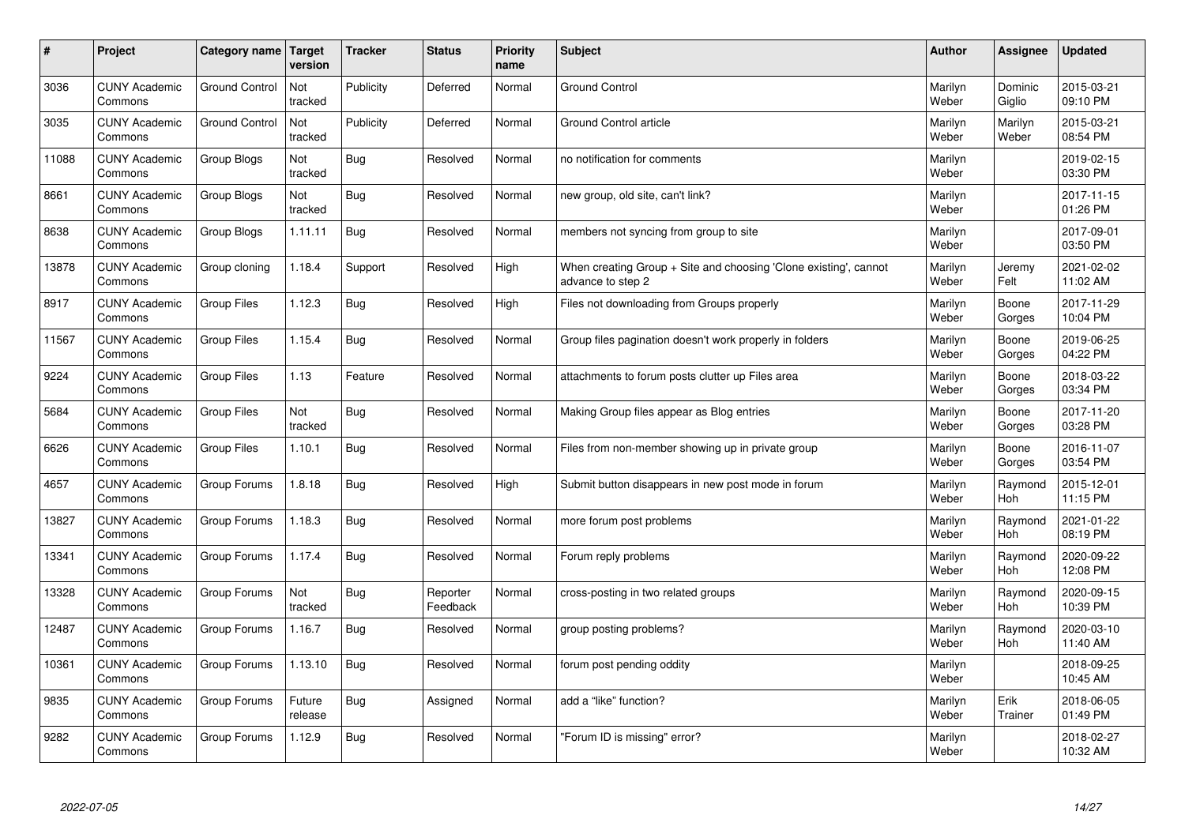| # | Project | Category name | Target version | Tracker | Status | Priority name | Subject | Author | Assignee | Updated |
|---|---|---|---|---|---|---|---|---|---|---|
| 3036 | CUNY Academic Commons | Ground Control | Not tracked | Publicity | Deferred | Normal | Ground Control | Marilyn Weber | Dominic Giglio | 2015-03-21 09:10 PM |
| 3035 | CUNY Academic Commons | Ground Control | Not tracked | Publicity | Deferred | Normal | Ground Control article | Marilyn Weber | Marilyn Weber | 2015-03-21 08:54 PM |
| 11088 | CUNY Academic Commons | Group Blogs | Not tracked | Bug | Resolved | Normal | no notification for comments | Marilyn Weber | | 2019-02-15 03:30 PM |
| 8661 | CUNY Academic Commons | Group Blogs | Not tracked | Bug | Resolved | Normal | new group, old site, can't link? | Marilyn Weber | | 2017-11-15 01:26 PM |
| 8638 | CUNY Academic Commons | Group Blogs | 1.11.11 | Bug | Resolved | Normal | members not syncing from group to site | Marilyn Weber | | 2017-09-01 03:50 PM |
| 13878 | CUNY Academic Commons | Group cloning | 1.18.4 | Support | Resolved | High | When creating Group + Site and choosing 'Clone existing', cannot advance to step 2 | Marilyn Weber | Jeremy Felt | 2021-02-02 11:02 AM |
| 8917 | CUNY Academic Commons | Group Files | 1.12.3 | Bug | Resolved | High | Files not downloading from Groups properly | Marilyn Weber | Boone Gorges | 2017-11-29 10:04 PM |
| 11567 | CUNY Academic Commons | Group Files | 1.15.4 | Bug | Resolved | Normal | Group files pagination doesn't work properly in folders | Marilyn Weber | Boone Gorges | 2019-06-25 04:22 PM |
| 9224 | CUNY Academic Commons | Group Files | 1.13 | Feature | Resolved | Normal | attachments to forum posts clutter up Files area | Marilyn Weber | Boone Gorges | 2018-03-22 03:34 PM |
| 5684 | CUNY Academic Commons | Group Files | Not tracked | Bug | Resolved | Normal | Making Group files appear as Blog entries | Marilyn Weber | Boone Gorges | 2017-11-20 03:28 PM |
| 6626 | CUNY Academic Commons | Group Files | 1.10.1 | Bug | Resolved | Normal | Files from non-member showing up in private group | Marilyn Weber | Boone Gorges | 2016-11-07 03:54 PM |
| 4657 | CUNY Academic Commons | Group Forums | 1.8.18 | Bug | Resolved | High | Submit button disappears in new post mode in forum | Marilyn Weber | Raymond Hoh | 2015-12-01 11:15 PM |
| 13827 | CUNY Academic Commons | Group Forums | 1.18.3 | Bug | Resolved | Normal | more forum post problems | Marilyn Weber | Raymond Hoh | 2021-01-22 08:19 PM |
| 13341 | CUNY Academic Commons | Group Forums | 1.17.4 | Bug | Resolved | Normal | Forum reply problems | Marilyn Weber | Raymond Hoh | 2020-09-22 12:08 PM |
| 13328 | CUNY Academic Commons | Group Forums | Not tracked | Bug | Reporter Feedback | Normal | cross-posting in two related groups | Marilyn Weber | Raymond Hoh | 2020-09-15 10:39 PM |
| 12487 | CUNY Academic Commons | Group Forums | 1.16.7 | Bug | Resolved | Normal | group posting problems? | Marilyn Weber | Raymond Hoh | 2020-03-10 11:40 AM |
| 10361 | CUNY Academic Commons | Group Forums | 1.13.10 | Bug | Resolved | Normal | forum post pending oddity | Marilyn Weber | | 2018-09-25 10:45 AM |
| 9835 | CUNY Academic Commons | Group Forums | Future release | Bug | Assigned | Normal | add a "like" function? | Marilyn Weber | Erik Trainer | 2018-06-05 01:49 PM |
| 9282 | CUNY Academic Commons | Group Forums | 1.12.9 | Bug | Resolved | Normal | "Forum ID is missing" error? | Marilyn Weber | | 2018-02-27 10:32 AM |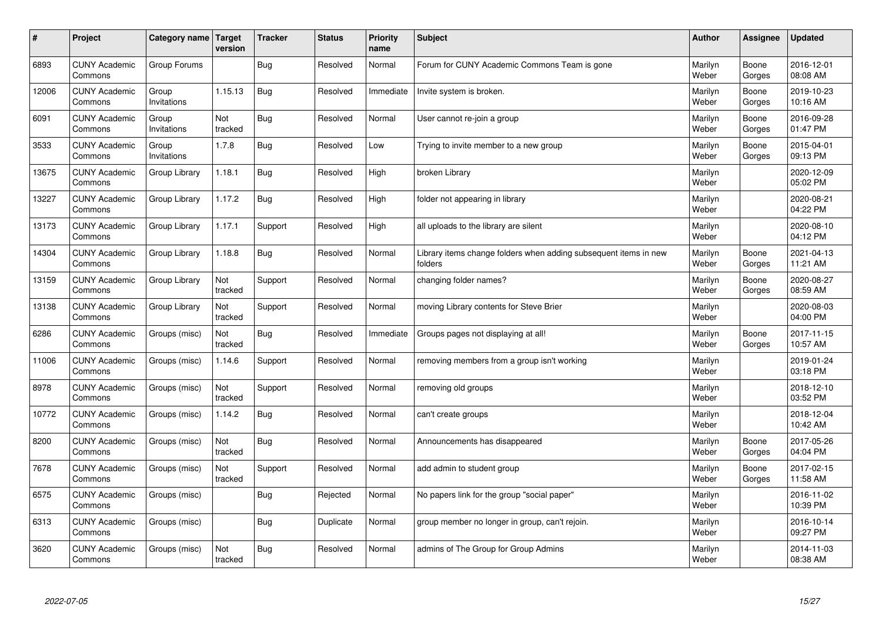| # | Project | Category name | Target version | Tracker | Status | Priority name | Subject | Author | Assignee | Updated |
|---|---|---|---|---|---|---|---|---|---|---|
| 6893 | CUNY Academic Commons | Group Forums | | Bug | Resolved | Normal | Forum for CUNY Academic Commons Team is gone | Marilyn Weber | Boone Gorges | 2016-12-01 08:08 AM |
| 12006 | CUNY Academic Commons | Group Invitations | 1.15.13 | Bug | Resolved | Immediate | Invite system is broken. | Marilyn Weber | Boone Gorges | 2019-10-23 10:16 AM |
| 6091 | CUNY Academic Commons | Group Invitations | Not tracked | Bug | Resolved | Normal | User cannot re-join a group | Marilyn Weber | Boone Gorges | 2016-09-28 01:47 PM |
| 3533 | CUNY Academic Commons | Group Invitations | 1.7.8 | Bug | Resolved | Low | Trying to invite member to a new group | Marilyn Weber | Boone Gorges | 2015-04-01 09:13 PM |
| 13675 | CUNY Academic Commons | Group Library | 1.18.1 | Bug | Resolved | High | broken Library | Marilyn Weber | | 2020-12-09 05:02 PM |
| 13227 | CUNY Academic Commons | Group Library | 1.17.2 | Bug | Resolved | High | folder not appearing in library | Marilyn Weber | | 2020-08-21 04:22 PM |
| 13173 | CUNY Academic Commons | Group Library | 1.17.1 | Support | Resolved | High | all uploads to the library are silent | Marilyn Weber | | 2020-08-10 04:12 PM |
| 14304 | CUNY Academic Commons | Group Library | 1.18.8 | Bug | Resolved | Normal | Library items change folders when adding subsequent items in new folders | Marilyn Weber | Boone Gorges | 2021-04-13 11:21 AM |
| 13159 | CUNY Academic Commons | Group Library | Not tracked | Support | Resolved | Normal | changing folder names? | Marilyn Weber | Boone Gorges | 2020-08-27 08:59 AM |
| 13138 | CUNY Academic Commons | Group Library | Not tracked | Support | Resolved | Normal | moving Library contents for Steve Brier | Marilyn Weber | | 2020-08-03 04:00 PM |
| 6286 | CUNY Academic Commons | Groups (misc) | Not tracked | Bug | Resolved | Immediate | Groups pages not displaying at all! | Marilyn Weber | Boone Gorges | 2017-11-15 10:57 AM |
| 11006 | CUNY Academic Commons | Groups (misc) | 1.14.6 | Support | Resolved | Normal | removing members from a group isn't working | Marilyn Weber | | 2019-01-24 03:18 PM |
| 8978 | CUNY Academic Commons | Groups (misc) | Not tracked | Support | Resolved | Normal | removing old groups | Marilyn Weber | | 2018-12-10 03:52 PM |
| 10772 | CUNY Academic Commons | Groups (misc) | 1.14.2 | Bug | Resolved | Normal | can't create groups | Marilyn Weber | | 2018-12-04 10:42 AM |
| 8200 | CUNY Academic Commons | Groups (misc) | Not tracked | Bug | Resolved | Normal | Announcements has disappeared | Marilyn Weber | Boone Gorges | 2017-05-26 04:04 PM |
| 7678 | CUNY Academic Commons | Groups (misc) | Not tracked | Support | Resolved | Normal | add admin to student group | Marilyn Weber | Boone Gorges | 2017-02-15 11:58 AM |
| 6575 | CUNY Academic Commons | Groups (misc) | | Bug | Rejected | Normal | No papers link for the group "social paper" | Marilyn Weber | | 2016-11-02 10:39 PM |
| 6313 | CUNY Academic Commons | Groups (misc) | | Bug | Duplicate | Normal | group member no longer in group, can't rejoin. | Marilyn Weber | | 2016-10-14 09:27 PM |
| 3620 | CUNY Academic Commons | Groups (misc) | Not tracked | Bug | Resolved | Normal | admins of The Group for Group Admins | Marilyn Weber | | 2014-11-03 08:38 AM |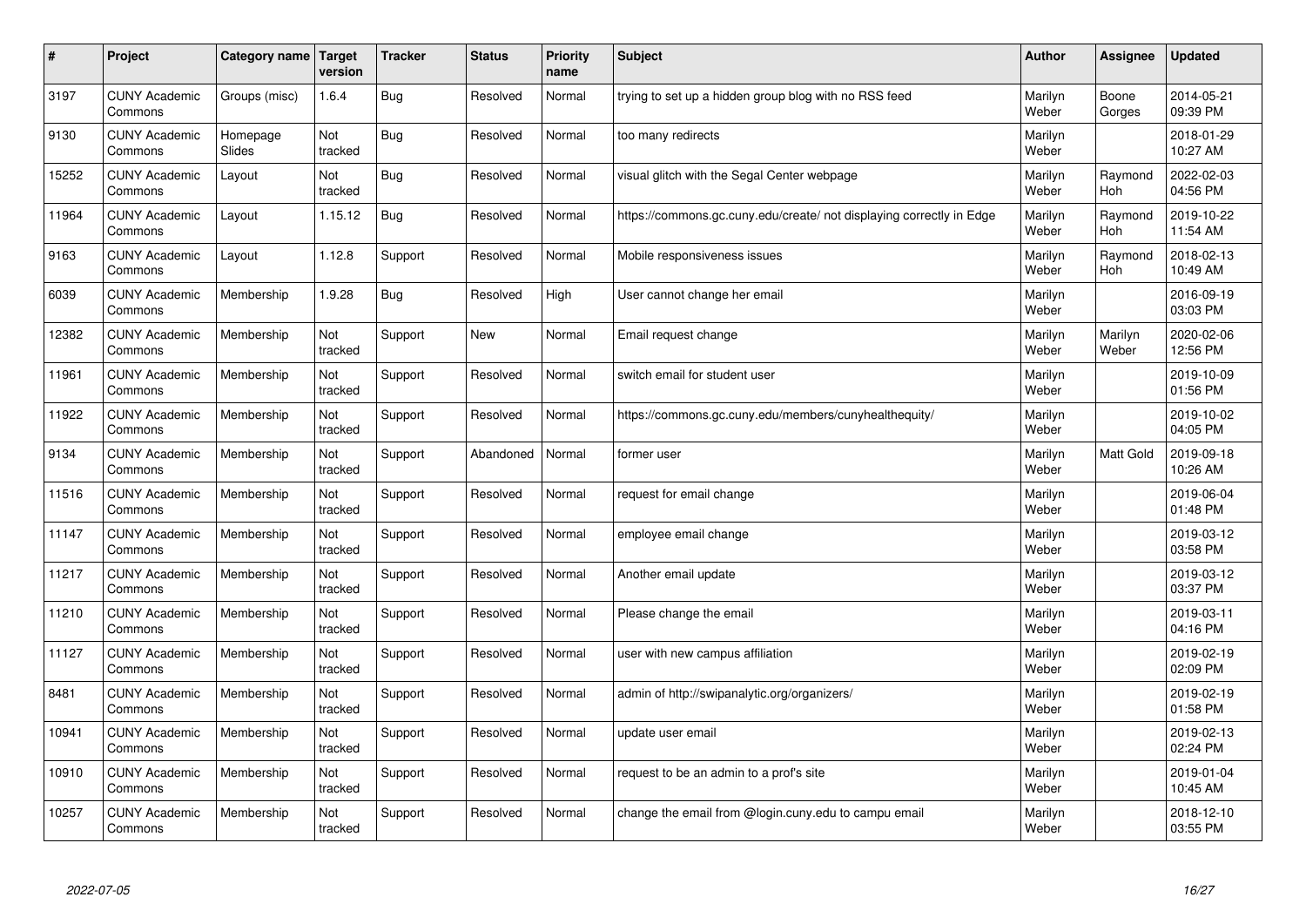| # | Project | Category name | Target version | Tracker | Status | Priority name | Subject | Author | Assignee | Updated |
|---|---|---|---|---|---|---|---|---|---|---|
| 3197 | CUNY Academic Commons | Groups (misc) | 1.6.4 | Bug | Resolved | Normal | trying to set up a hidden group blog with no RSS feed | Marilyn Weber | Boone Gorges | 2014-05-21 09:39 PM |
| 9130 | CUNY Academic Commons | Homepage Slides | Not tracked | Bug | Resolved | Normal | too many redirects | Marilyn Weber | | 2018-01-29 10:27 AM |
| 15252 | CUNY Academic Commons | Layout | Not tracked | Bug | Resolved | Normal | visual glitch with the Segal Center webpage | Marilyn Weber | Raymond Hoh | 2022-02-03 04:56 PM |
| 11964 | CUNY Academic Commons | Layout | 1.15.12 | Bug | Resolved | Normal | https://commons.gc.cuny.edu/create/ not displaying correctly in Edge | Marilyn Weber | Raymond Hoh | 2019-10-22 11:54 AM |
| 9163 | CUNY Academic Commons | Layout | 1.12.8 | Support | Resolved | Normal | Mobile responsiveness issues | Marilyn Weber | Raymond Hoh | 2018-02-13 10:49 AM |
| 6039 | CUNY Academic Commons | Membership | 1.9.28 | Bug | Resolved | High | User cannot change her email | Marilyn Weber | | 2016-09-19 03:03 PM |
| 12382 | CUNY Academic Commons | Membership | Not tracked | Support | New | Normal | Email request change | Marilyn Weber | Marilyn Weber | 2020-02-06 12:56 PM |
| 11961 | CUNY Academic Commons | Membership | Not tracked | Support | Resolved | Normal | switch email for student user | Marilyn Weber | | 2019-10-09 01:56 PM |
| 11922 | CUNY Academic Commons | Membership | Not tracked | Support | Resolved | Normal | https://commons.gc.cuny.edu/members/cunyhealthequity/ | Marilyn Weber | | 2019-10-02 04:05 PM |
| 9134 | CUNY Academic Commons | Membership | Not tracked | Support | Abandoned | Normal | former user | Marilyn Weber | Matt Gold | 2019-09-18 10:26 AM |
| 11516 | CUNY Academic Commons | Membership | Not tracked | Support | Resolved | Normal | request for email change | Marilyn Weber | | 2019-06-04 01:48 PM |
| 11147 | CUNY Academic Commons | Membership | Not tracked | Support | Resolved | Normal | employee email change | Marilyn Weber | | 2019-03-12 03:58 PM |
| 11217 | CUNY Academic Commons | Membership | Not tracked | Support | Resolved | Normal | Another email update | Marilyn Weber | | 2019-03-12 03:37 PM |
| 11210 | CUNY Academic Commons | Membership | Not tracked | Support | Resolved | Normal | Please change the email | Marilyn Weber | | 2019-03-11 04:16 PM |
| 11127 | CUNY Academic Commons | Membership | Not tracked | Support | Resolved | Normal | user with new campus affiliation | Marilyn Weber | | 2019-02-19 02:09 PM |
| 8481 | CUNY Academic Commons | Membership | Not tracked | Support | Resolved | Normal | admin of http://swipanalytic.org/organizers/ | Marilyn Weber | | 2019-02-19 01:58 PM |
| 10941 | CUNY Academic Commons | Membership | Not tracked | Support | Resolved | Normal | update user email | Marilyn Weber | | 2019-02-13 02:24 PM |
| 10910 | CUNY Academic Commons | Membership | Not tracked | Support | Resolved | Normal | request to be an admin to a prof's site | Marilyn Weber | | 2019-01-04 10:45 AM |
| 10257 | CUNY Academic Commons | Membership | Not tracked | Support | Resolved | Normal | change the email from @login.cuny.edu to campu email | Marilyn Weber | | 2018-12-10 03:55 PM |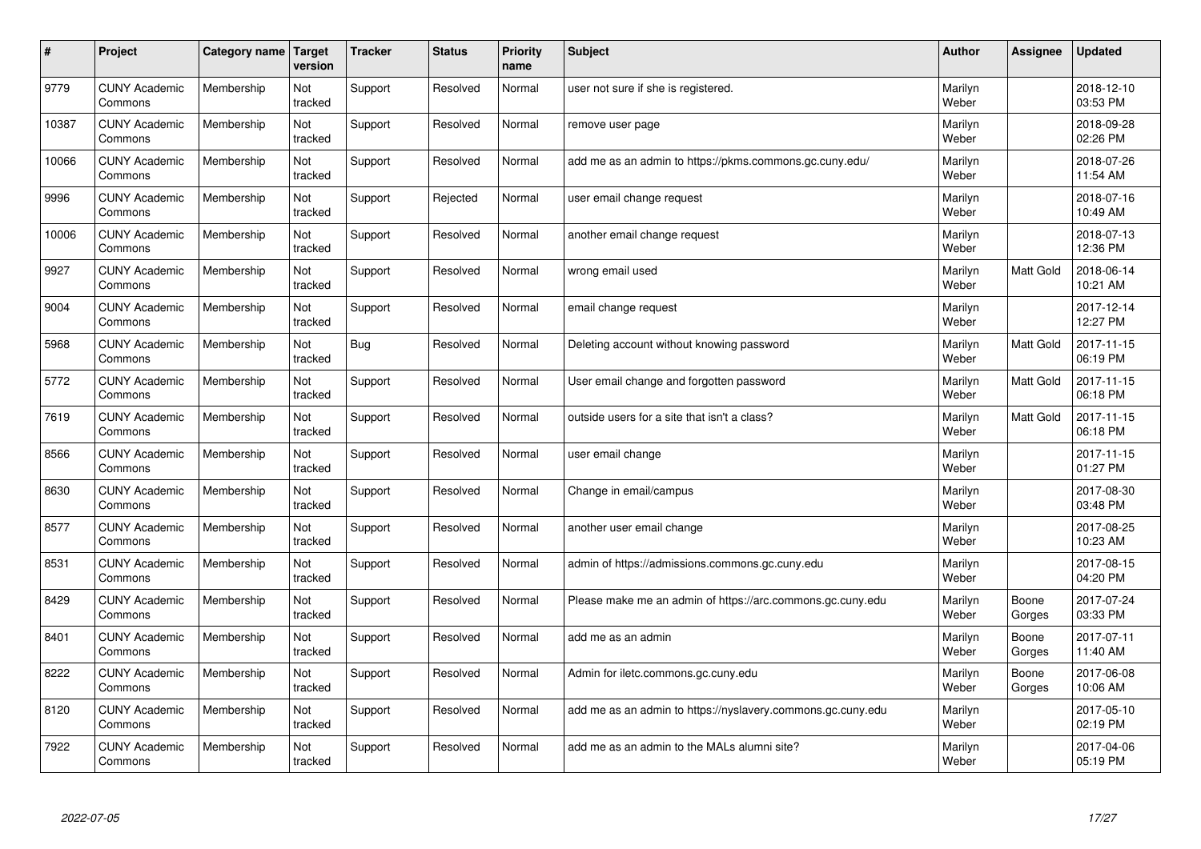| # | Project | Category name | Target version | Tracker | Status | Priority name | Subject | Author | Assignee | Updated |
|---|---|---|---|---|---|---|---|---|---|---|
| 9779 | CUNY Academic Commons | Membership | Not tracked | Support | Resolved | Normal | user not sure if she is registered. | Marilyn Weber | | 2018-12-10 03:53 PM |
| 10387 | CUNY Academic Commons | Membership | Not tracked | Support | Resolved | Normal | remove user page | Marilyn Weber | | 2018-09-28 02:26 PM |
| 10066 | CUNY Academic Commons | Membership | Not tracked | Support | Resolved | Normal | add me as an admin to https://pkms.commons.gc.cuny.edu/ | Marilyn Weber | | 2018-07-26 11:54 AM |
| 9996 | CUNY Academic Commons | Membership | Not tracked | Support | Rejected | Normal | user email change request | Marilyn Weber | | 2018-07-16 10:49 AM |
| 10006 | CUNY Academic Commons | Membership | Not tracked | Support | Resolved | Normal | another email change request | Marilyn Weber | | 2018-07-13 12:36 PM |
| 9927 | CUNY Academic Commons | Membership | Not tracked | Support | Resolved | Normal | wrong email used | Marilyn Weber | Matt Gold | 2018-06-14 10:21 AM |
| 9004 | CUNY Academic Commons | Membership | Not tracked | Support | Resolved | Normal | email change request | Marilyn Weber | | 2017-12-14 12:27 PM |
| 5968 | CUNY Academic Commons | Membership | Not tracked | Bug | Resolved | Normal | Deleting account without knowing password | Marilyn Weber | Matt Gold | 2017-11-15 06:19 PM |
| 5772 | CUNY Academic Commons | Membership | Not tracked | Support | Resolved | Normal | User email change and forgotten password | Marilyn Weber | Matt Gold | 2017-11-15 06:18 PM |
| 7619 | CUNY Academic Commons | Membership | Not tracked | Support | Resolved | Normal | outside users for a site that isn't a class? | Marilyn Weber | Matt Gold | 2017-11-15 06:18 PM |
| 8566 | CUNY Academic Commons | Membership | Not tracked | Support | Resolved | Normal | user email change | Marilyn Weber | | 2017-11-15 01:27 PM |
| 8630 | CUNY Academic Commons | Membership | Not tracked | Support | Resolved | Normal | Change in email/campus | Marilyn Weber | | 2017-08-30 03:48 PM |
| 8577 | CUNY Academic Commons | Membership | Not tracked | Support | Resolved | Normal | another user email change | Marilyn Weber | | 2017-08-25 10:23 AM |
| 8531 | CUNY Academic Commons | Membership | Not tracked | Support | Resolved | Normal | admin of https://admissions.commons.gc.cuny.edu | Marilyn Weber | | 2017-08-15 04:20 PM |
| 8429 | CUNY Academic Commons | Membership | Not tracked | Support | Resolved | Normal | Please make me an admin of https://arc.commons.gc.cuny.edu | Marilyn Weber | Boone Gorges | 2017-07-24 03:33 PM |
| 8401 | CUNY Academic Commons | Membership | Not tracked | Support | Resolved | Normal | add me as an admin | Marilyn Weber | Boone Gorges | 2017-07-11 11:40 AM |
| 8222 | CUNY Academic Commons | Membership | Not tracked | Support | Resolved | Normal | Admin for iletc.commons.gc.cuny.edu | Marilyn Weber | Boone Gorges | 2017-06-08 10:06 AM |
| 8120 | CUNY Academic Commons | Membership | Not tracked | Support | Resolved | Normal | add me as an admin to https://nyslavery.commons.gc.cuny.edu | Marilyn Weber | | 2017-05-10 02:19 PM |
| 7922 | CUNY Academic Commons | Membership | Not tracked | Support | Resolved | Normal | add me as an admin to the MALs alumni site? | Marilyn Weber | | 2017-04-06 05:19 PM |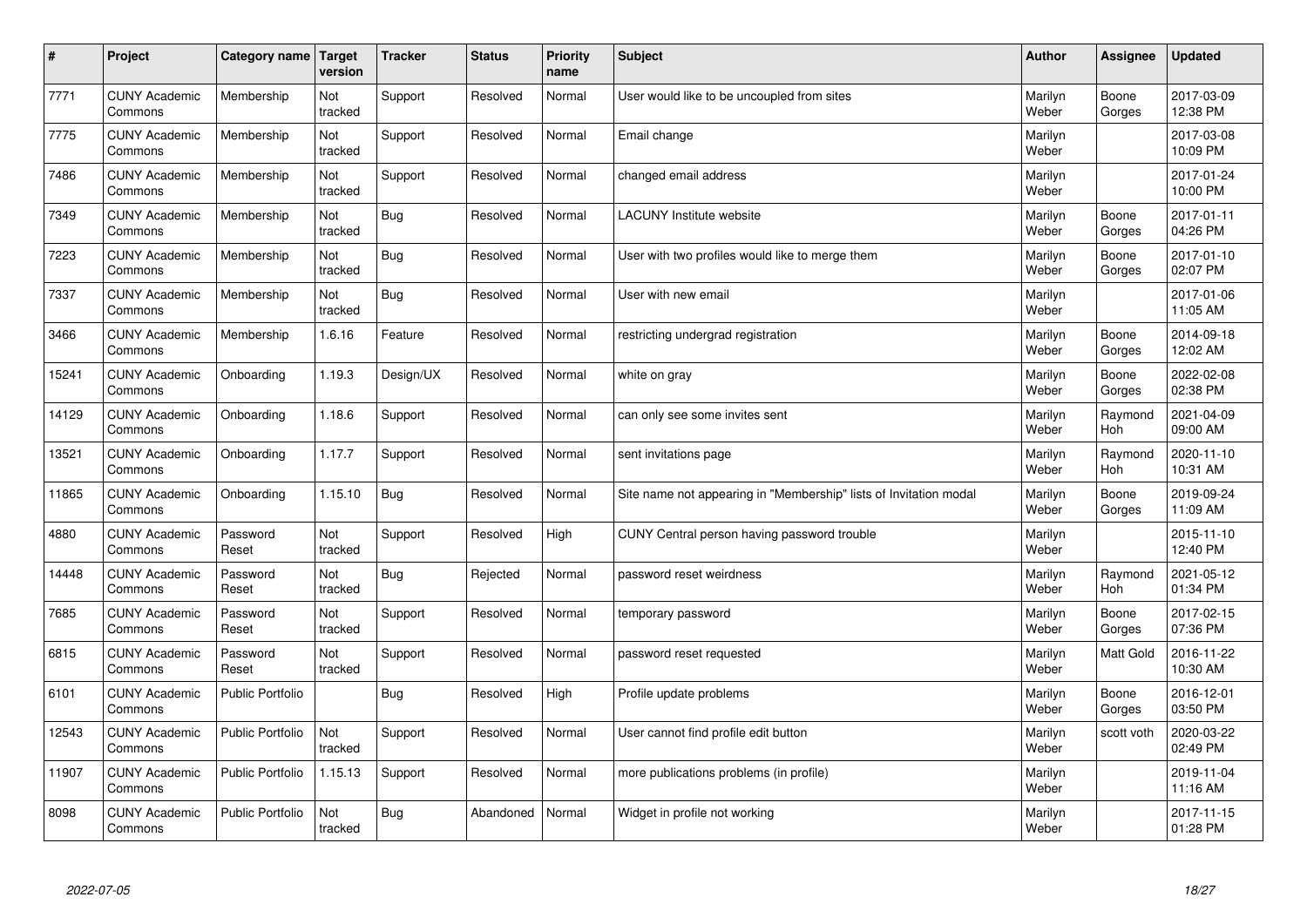| # | Project | Category name | Target version | Tracker | Status | Priority name | Subject | Author | Assignee | Updated |
|---|---|---|---|---|---|---|---|---|---|---|
| 7771 | CUNY Academic Commons | Membership | Not tracked | Support | Resolved | Normal | User would like to be uncoupled from sites | Marilyn Weber | Boone Gorges | 2017-03-09 12:38 PM |
| 7775 | CUNY Academic Commons | Membership | Not tracked | Support | Resolved | Normal | Email change | Marilyn Weber | | 2017-03-08 10:09 PM |
| 7486 | CUNY Academic Commons | Membership | Not tracked | Support | Resolved | Normal | changed email address | Marilyn Weber | | 2017-01-24 10:00 PM |
| 7349 | CUNY Academic Commons | Membership | Not tracked | Bug | Resolved | Normal | LACUNY Institute website | Marilyn Weber | Boone Gorges | 2017-01-11 04:26 PM |
| 7223 | CUNY Academic Commons | Membership | Not tracked | Bug | Resolved | Normal | User with two profiles would like to merge them | Marilyn Weber | Boone Gorges | 2017-01-10 02:07 PM |
| 7337 | CUNY Academic Commons | Membership | Not tracked | Bug | Resolved | Normal | User with new email | Marilyn Weber | | 2017-01-06 11:05 AM |
| 3466 | CUNY Academic Commons | Membership | 1.6.16 | Feature | Resolved | Normal | restricting undergrad registration | Marilyn Weber | Boone Gorges | 2014-09-18 12:02 AM |
| 15241 | CUNY Academic Commons | Onboarding | 1.19.3 | Design/UX | Resolved | Normal | white on gray | Marilyn Weber | Boone Gorges | 2022-02-08 02:38 PM |
| 14129 | CUNY Academic Commons | Onboarding | 1.18.6 | Support | Resolved | Normal | can only see some invites sent | Marilyn Weber | Raymond Hoh | 2021-04-09 09:00 AM |
| 13521 | CUNY Academic Commons | Onboarding | 1.17.7 | Support | Resolved | Normal | sent invitations page | Marilyn Weber | Raymond Hoh | 2020-11-10 10:31 AM |
| 11865 | CUNY Academic Commons | Onboarding | 1.15.10 | Bug | Resolved | Normal | Site name not appearing in "Membership" lists of Invitation modal | Marilyn Weber | Boone Gorges | 2019-09-24 11:09 AM |
| 4880 | CUNY Academic Commons | Password Reset | Not tracked | Support | Resolved | High | CUNY Central person having password trouble | Marilyn Weber | | 2015-11-10 12:40 PM |
| 14448 | CUNY Academic Commons | Password Reset | Not tracked | Bug | Rejected | Normal | password reset weirdness | Marilyn Weber | Raymond Hoh | 2021-05-12 01:34 PM |
| 7685 | CUNY Academic Commons | Password Reset | Not tracked | Support | Resolved | Normal | temporary password | Marilyn Weber | Boone Gorges | 2017-02-15 07:36 PM |
| 6815 | CUNY Academic Commons | Password Reset | Not tracked | Support | Resolved | Normal | password reset requested | Marilyn Weber | Matt Gold | 2016-11-22 10:30 AM |
| 6101 | CUNY Academic Commons | Public Portfolio | | Bug | Resolved | High | Profile update problems | Marilyn Weber | Boone Gorges | 2016-12-01 03:50 PM |
| 12543 | CUNY Academic Commons | Public Portfolio | Not tracked | Support | Resolved | Normal | User cannot find profile edit button | Marilyn Weber | scott voth | 2020-03-22 02:49 PM |
| 11907 | CUNY Academic Commons | Public Portfolio | 1.15.13 | Support | Resolved | Normal | more publications problems (in profile) | Marilyn Weber | | 2019-11-04 11:16 AM |
| 8098 | CUNY Academic Commons | Public Portfolio | Not tracked | Bug | Abandoned | Normal | Widget in profile not working | Marilyn Weber | | 2017-11-15 01:28 PM |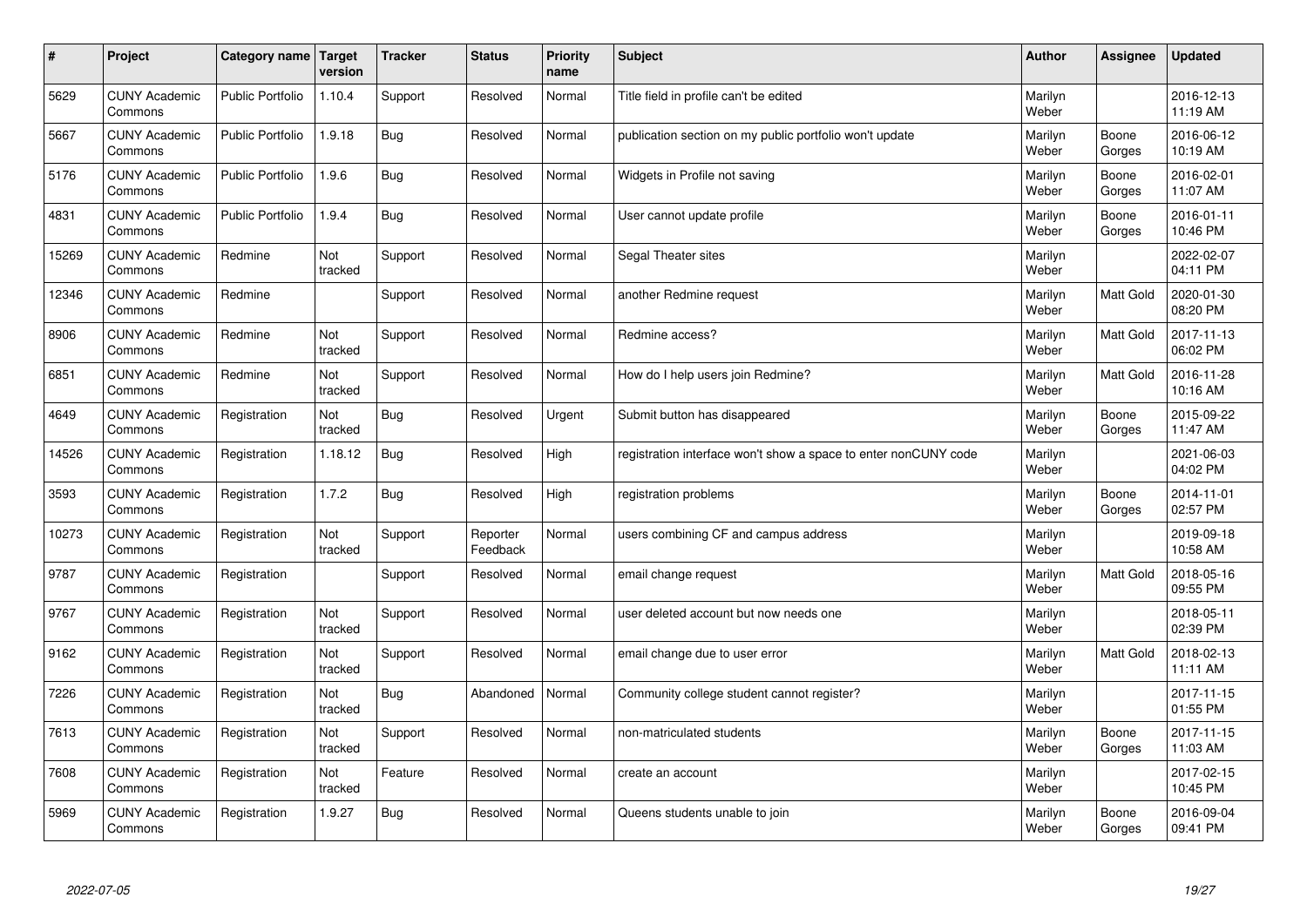| # | Project | Category name | Target version | Tracker | Status | Priority name | Subject | Author | Assignee | Updated |
|---|---|---|---|---|---|---|---|---|---|---|
| 5629 | CUNY Academic Commons | Public Portfolio | 1.10.4 | Support | Resolved | Normal | Title field in profile can't be edited | Marilyn Weber | | 2016-12-13 11:19 AM |
| 5667 | CUNY Academic Commons | Public Portfolio | 1.9.18 | Bug | Resolved | Normal | publication section on my public portfolio won't update | Marilyn Weber | Boone Gorges | 2016-06-12 10:19 AM |
| 5176 | CUNY Academic Commons | Public Portfolio | 1.9.6 | Bug | Resolved | Normal | Widgets in Profile not saving | Marilyn Weber | Boone Gorges | 2016-02-01 11:07 AM |
| 4831 | CUNY Academic Commons | Public Portfolio | 1.9.4 | Bug | Resolved | Normal | User cannot update profile | Marilyn Weber | Boone Gorges | 2016-01-11 10:46 PM |
| 15269 | CUNY Academic Commons | Redmine | Not tracked | Support | Resolved | Normal | Segal Theater sites | Marilyn Weber | | 2022-02-07 04:11 PM |
| 12346 | CUNY Academic Commons | Redmine | | Support | Resolved | Normal | another Redmine request | Marilyn Weber | Matt Gold | 2020-01-30 08:20 PM |
| 8906 | CUNY Academic Commons | Redmine | Not tracked | Support | Resolved | Normal | Redmine access? | Marilyn Weber | Matt Gold | 2017-11-13 06:02 PM |
| 6851 | CUNY Academic Commons | Redmine | Not tracked | Support | Resolved | Normal | How do I help users join Redmine? | Marilyn Weber | Matt Gold | 2016-11-28 10:16 AM |
| 4649 | CUNY Academic Commons | Registration | Not tracked | Bug | Resolved | Urgent | Submit button has disappeared | Marilyn Weber | Boone Gorges | 2015-09-22 11:47 AM |
| 14526 | CUNY Academic Commons | Registration | 1.18.12 | Bug | Resolved | High | registration interface won't show a space to enter nonCUNY code | Marilyn Weber | | 2021-06-03 04:02 PM |
| 3593 | CUNY Academic Commons | Registration | 1.7.2 | Bug | Resolved | High | registration problems | Marilyn Weber | Boone Gorges | 2014-11-01 02:57 PM |
| 10273 | CUNY Academic Commons | Registration | Not tracked | Support | Reporter Feedback | Normal | users combining CF and campus address | Marilyn Weber | | 2019-09-18 10:58 AM |
| 9787 | CUNY Academic Commons | Registration | | Support | Resolved | Normal | email change request | Marilyn Weber | Matt Gold | 2018-05-16 09:55 PM |
| 9767 | CUNY Academic Commons | Registration | Not tracked | Support | Resolved | Normal | user deleted account but now needs one | Marilyn Weber | | 2018-05-11 02:39 PM |
| 9162 | CUNY Academic Commons | Registration | Not tracked | Support | Resolved | Normal | email change due to user error | Marilyn Weber | Matt Gold | 2018-02-13 11:11 AM |
| 7226 | CUNY Academic Commons | Registration | Not tracked | Bug | Abandoned | Normal | Community college student cannot register? | Marilyn Weber | | 2017-11-15 01:55 PM |
| 7613 | CUNY Academic Commons | Registration | Not tracked | Support | Resolved | Normal | non-matriculated students | Marilyn Weber | Boone Gorges | 2017-11-15 11:03 AM |
| 7608 | CUNY Academic Commons | Registration | Not tracked | Feature | Resolved | Normal | create an account | Marilyn Weber | | 2017-02-15 10:45 PM |
| 5969 | CUNY Academic Commons | Registration | 1.9.27 | Bug | Resolved | Normal | Queens students unable to join | Marilyn Weber | Boone Gorges | 2016-09-04 09:41 PM |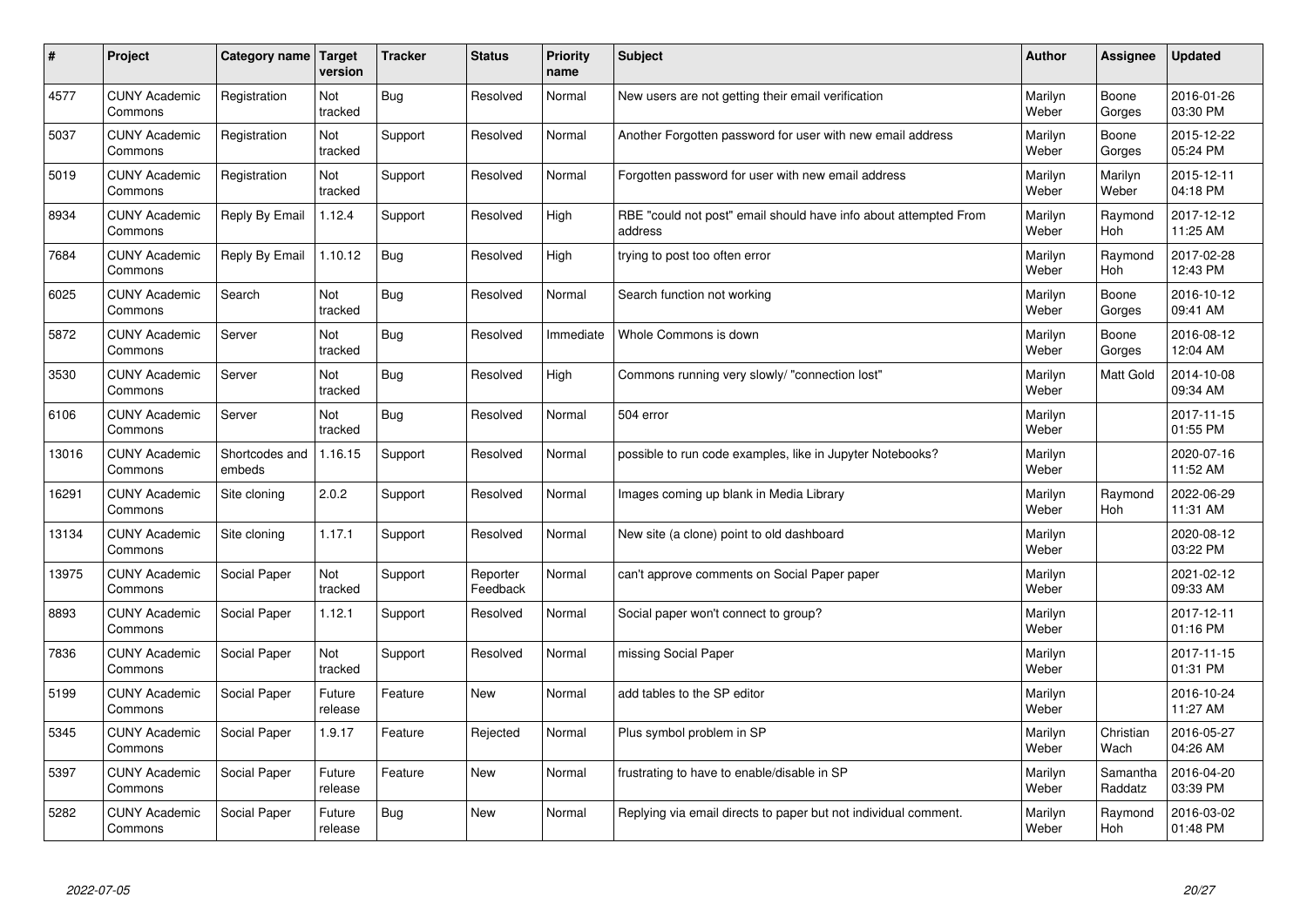| # | Project | Category name | Target version | Tracker | Status | Priority name | Subject | Author | Assignee | Updated |
|---|---|---|---|---|---|---|---|---|---|---|
| 4577 | CUNY Academic Commons | Registration | Not tracked | Bug | Resolved | Normal | New users are not getting their email verification | Marilyn Weber | Boone Gorges | 2016-01-26 03:30 PM |
| 5037 | CUNY Academic Commons | Registration | Not tracked | Support | Resolved | Normal | Another Forgotten password for user with new email address | Marilyn Weber | Boone Gorges | 2015-12-22 05:24 PM |
| 5019 | CUNY Academic Commons | Registration | Not tracked | Support | Resolved | Normal | Forgotten password for user with new email address | Marilyn Weber | Marilyn Weber | 2015-12-11 04:18 PM |
| 8934 | CUNY Academic Commons | Reply By Email | 1.12.4 | Support | Resolved | High | RBE "could not post" email should have info about attempted From address | Marilyn Weber | Raymond Hoh | 2017-12-12 11:25 AM |
| 7684 | CUNY Academic Commons | Reply By Email | 1.10.12 | Bug | Resolved | High | trying to post too often error | Marilyn Weber | Raymond Hoh | 2017-02-28 12:43 PM |
| 6025 | CUNY Academic Commons | Search | Not tracked | Bug | Resolved | Normal | Search function not working | Marilyn Weber | Boone Gorges | 2016-10-12 09:41 AM |
| 5872 | CUNY Academic Commons | Server | Not tracked | Bug | Resolved | Immediate | Whole Commons is down | Marilyn Weber | Boone Gorges | 2016-08-12 12:04 AM |
| 3530 | CUNY Academic Commons | Server | Not tracked | Bug | Resolved | High | Commons running very slowly/ "connection lost" | Marilyn Weber | Matt Gold | 2014-10-08 09:34 AM |
| 6106 | CUNY Academic Commons | Server | Not tracked | Bug | Resolved | Normal | 504 error | Marilyn Weber | | 2017-11-15 01:55 PM |
| 13016 | CUNY Academic Commons | Shortcodes and embeds | 1.16.15 | Support | Resolved | Normal | possible to run code examples, like in Jupyter Notebooks? | Marilyn Weber | | 2020-07-16 11:52 AM |
| 16291 | CUNY Academic Commons | Site cloning | 2.0.2 | Support | Resolved | Normal | Images coming up blank in Media Library | Marilyn Weber | Raymond Hoh | 2022-06-29 11:31 AM |
| 13134 | CUNY Academic Commons | Site cloning | 1.17.1 | Support | Resolved | Normal | New site (a clone) point to old dashboard | Marilyn Weber | | 2020-08-12 03:22 PM |
| 13975 | CUNY Academic Commons | Social Paper | Not tracked | Support | Reporter Feedback | Normal | can't approve comments on Social Paper paper | Marilyn Weber | | 2021-02-12 09:33 AM |
| 8893 | CUNY Academic Commons | Social Paper | 1.12.1 | Support | Resolved | Normal | Social paper won't connect to group? | Marilyn Weber | | 2017-12-11 01:16 PM |
| 7836 | CUNY Academic Commons | Social Paper | Not tracked | Support | Resolved | Normal | missing Social Paper | Marilyn Weber | | 2017-11-15 01:31 PM |
| 5199 | CUNY Academic Commons | Social Paper | Future release | Feature | New | Normal | add tables to the SP editor | Marilyn Weber | | 2016-10-24 11:27 AM |
| 5345 | CUNY Academic Commons | Social Paper | 1.9.17 | Feature | Rejected | Normal | Plus symbol problem in SP | Marilyn Weber | Christian Wach | 2016-05-27 04:26 AM |
| 5397 | CUNY Academic Commons | Social Paper | Future release | Feature | New | Normal | frustrating to have to enable/disable in SP | Marilyn Weber | Samantha Raddatz | 2016-04-20 03:39 PM |
| 5282 | CUNY Academic Commons | Social Paper | Future release | Bug | New | Normal | Replying via email directs to paper but not individual comment. | Marilyn Weber | Raymond Hoh | 2016-03-02 01:48 PM |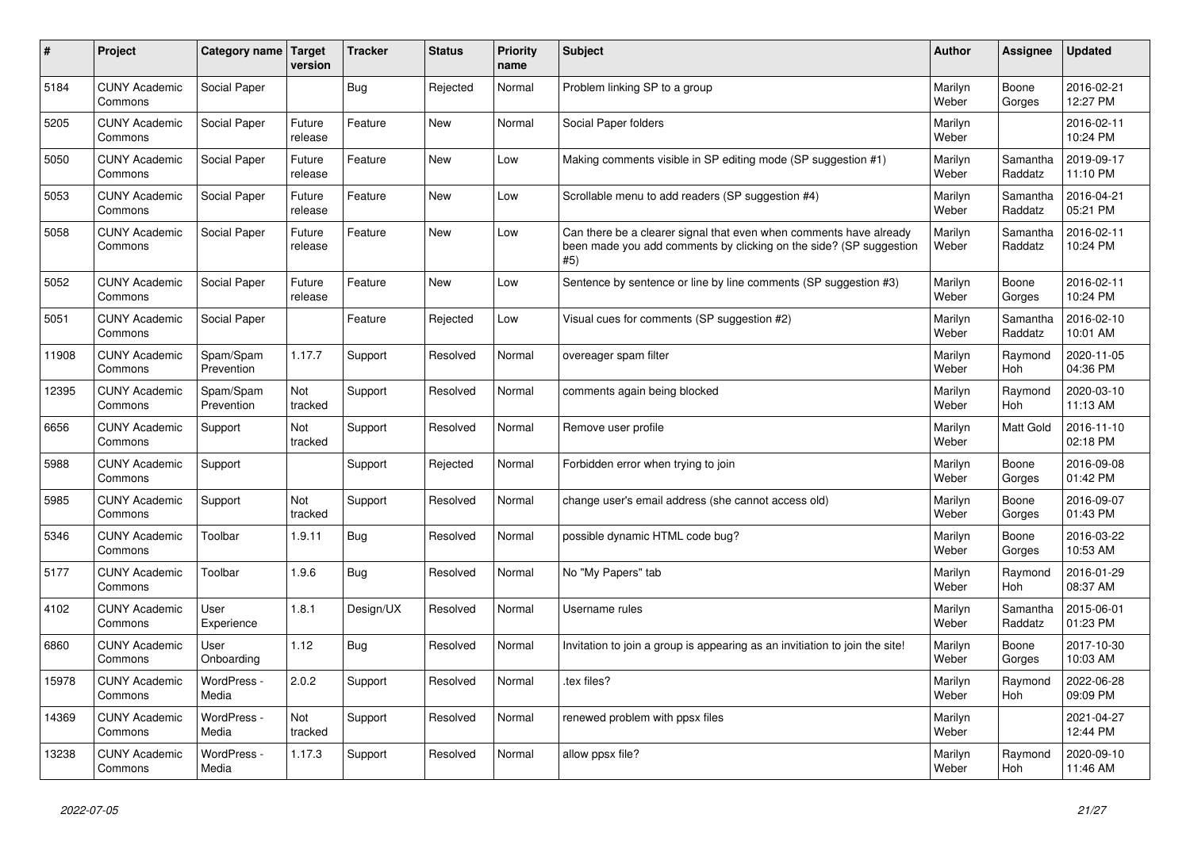| # | Project | Category name | Target version | Tracker | Status | Priority name | Subject | Author | Assignee | Updated |
|---|---|---|---|---|---|---|---|---|---|---|
| 5184 | CUNY Academic Commons | Social Paper | | Bug | Rejected | Normal | Problem linking SP to a group | Marilyn Weber | Boone Gorges | 2016-02-21 12:27 PM |
| 5205 | CUNY Academic Commons | Social Paper | Future release | Feature | New | Normal | Social Paper folders | Marilyn Weber | | 2016-02-11 10:24 PM |
| 5050 | CUNY Academic Commons | Social Paper | Future release | Feature | New | Low | Making comments visible in SP editing mode (SP suggestion #1) | Marilyn Weber | Samantha Raddatz | 2019-09-17 11:10 PM |
| 5053 | CUNY Academic Commons | Social Paper | Future release | Feature | New | Low | Scrollable menu to add readers (SP suggestion #4) | Marilyn Weber | Samantha Raddatz | 2016-04-21 05:21 PM |
| 5058 | CUNY Academic Commons | Social Paper | Future release | Feature | New | Low | Can there be a clearer signal that even when comments have already been made you add comments by clicking on the side? (SP suggestion #5) | Marilyn Weber | Samantha Raddatz | 2016-02-11 10:24 PM |
| 5052 | CUNY Academic Commons | Social Paper | Future release | Feature | New | Low | Sentence by sentence or line by line comments (SP suggestion #3) | Marilyn Weber | Boone Gorges | 2016-02-11 10:24 PM |
| 5051 | CUNY Academic Commons | Social Paper | | Feature | Rejected | Low | Visual cues for comments (SP suggestion #2) | Marilyn Weber | Samantha Raddatz | 2016-02-10 10:01 AM |
| 11908 | CUNY Academic Commons | Spam/Spam Prevention | 1.17.7 | Support | Resolved | Normal | overeager spam filter | Marilyn Weber | Raymond Hoh | 2020-11-05 04:36 PM |
| 12395 | CUNY Academic Commons | Spam/Spam Prevention | Not tracked | Support | Resolved | Normal | comments again being blocked | Marilyn Weber | Raymond Hoh | 2020-03-10 11:13 AM |
| 6656 | CUNY Academic Commons | Support | Not tracked | Support | Resolved | Normal | Remove user profile | Marilyn Weber | Matt Gold | 2016-11-10 02:18 PM |
| 5988 | CUNY Academic Commons | Support | | Support | Rejected | Normal | Forbidden error when trying to join | Marilyn Weber | Boone Gorges | 2016-09-08 01:42 PM |
| 5985 | CUNY Academic Commons | Support | Not tracked | Support | Resolved | Normal | change user's email address (she cannot access old) | Marilyn Weber | Boone Gorges | 2016-09-07 01:43 PM |
| 5346 | CUNY Academic Commons | Toolbar | 1.9.11 | Bug | Resolved | Normal | possible dynamic HTML code bug? | Marilyn Weber | Boone Gorges | 2016-03-22 10:53 AM |
| 5177 | CUNY Academic Commons | Toolbar | 1.9.6 | Bug | Resolved | Normal | No "My Papers" tab | Marilyn Weber | Raymond Hoh | 2016-01-29 08:37 AM |
| 4102 | CUNY Academic Commons | User Experience | 1.8.1 | Design/UX | Resolved | Normal | Username rules | Marilyn Weber | Samantha Raddatz | 2015-06-01 01:23 PM |
| 6860 | CUNY Academic Commons | User Onboarding | 1.12 | Bug | Resolved | Normal | Invitation to join a group is appearing as an invitiation to join the site! | Marilyn Weber | Boone Gorges | 2017-10-30 10:03 AM |
| 15978 | CUNY Academic Commons | WordPress - Media | 2.0.2 | Support | Resolved | Normal | .tex files? | Marilyn Weber | Raymond Hoh | 2022-06-28 09:09 PM |
| 14369 | CUNY Academic Commons | WordPress - Media | Not tracked | Support | Resolved | Normal | renewed problem with ppsx files | Marilyn Weber | | 2021-04-27 12:44 PM |
| 13238 | CUNY Academic Commons | WordPress - Media | 1.17.3 | Support | Resolved | Normal | allow ppsx file? | Marilyn Weber | Raymond Hoh | 2020-09-10 11:46 AM |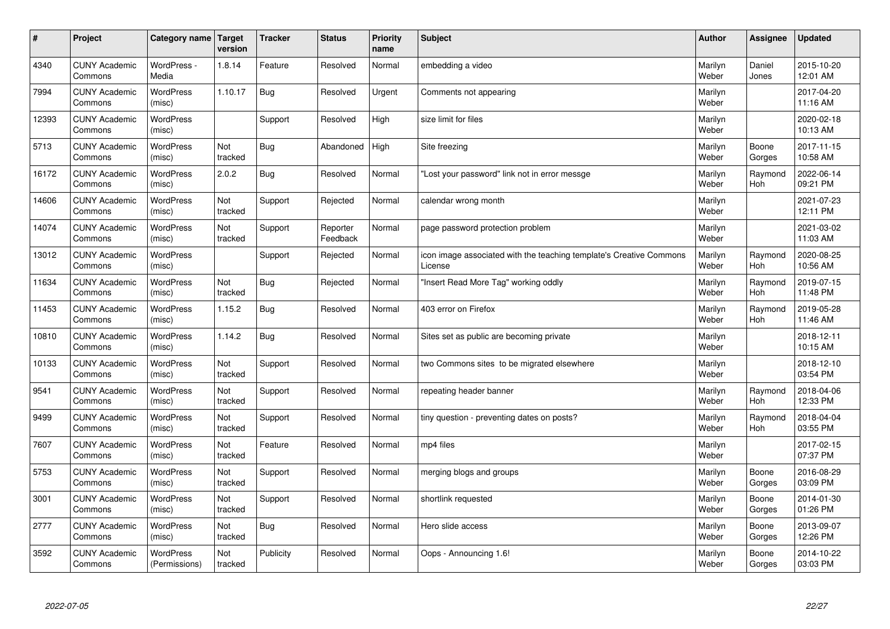| # | Project | Category name | Target version | Tracker | Status | Priority name | Subject | Author | Assignee | Updated |
|---|---|---|---|---|---|---|---|---|---|---|
| 4340 | CUNY Academic Commons | WordPress - Media | 1.8.14 | Feature | Resolved | Normal | embedding a video | Marilyn Weber | Daniel Jones | 2015-10-20 12:01 AM |
| 7994 | CUNY Academic Commons | WordPress (misc) | 1.10.17 | Bug | Resolved | Urgent | Comments not appearing | Marilyn Weber | | 2017-04-20 11:16 AM |
| 12393 | CUNY Academic Commons | WordPress (misc) | | Support | Resolved | High | size limit for files | Marilyn Weber | | 2020-02-18 10:13 AM |
| 5713 | CUNY Academic Commons | WordPress (misc) | Not tracked | Bug | Abandoned | High | Site freezing | Marilyn Weber | Boone Gorges | 2017-11-15 10:58 AM |
| 16172 | CUNY Academic Commons | WordPress (misc) | 2.0.2 | Bug | Resolved | Normal | "Lost your password" link not in error messge | Marilyn Weber | Raymond Hoh | 2022-06-14 09:21 PM |
| 14606 | CUNY Academic Commons | WordPress (misc) | Not tracked | Support | Rejected | Normal | calendar wrong month | Marilyn Weber | | 2021-07-23 12:11 PM |
| 14074 | CUNY Academic Commons | WordPress (misc) | Not tracked | Support | Reporter Feedback | Normal | page password protection problem | Marilyn Weber | | 2021-03-02 11:03 AM |
| 13012 | CUNY Academic Commons | WordPress (misc) | | Support | Rejected | Normal | icon image associated with the teaching template's Creative Commons License | Marilyn Weber | Raymond Hoh | 2020-08-25 10:56 AM |
| 11634 | CUNY Academic Commons | WordPress (misc) | Not tracked | Bug | Rejected | Normal | "Insert Read More Tag" working oddly | Marilyn Weber | Raymond Hoh | 2019-07-15 11:48 PM |
| 11453 | CUNY Academic Commons | WordPress (misc) | 1.15.2 | Bug | Resolved | Normal | 403 error on Firefox | Marilyn Weber | Raymond Hoh | 2019-05-28 11:46 AM |
| 10810 | CUNY Academic Commons | WordPress (misc) | 1.14.2 | Bug | Resolved | Normal | Sites set as public are becoming private | Marilyn Weber | | 2018-12-11 10:15 AM |
| 10133 | CUNY Academic Commons | WordPress (misc) | Not tracked | Support | Resolved | Normal | two Commons sites to be migrated elsewhere | Marilyn Weber | | 2018-12-10 03:54 PM |
| 9541 | CUNY Academic Commons | WordPress (misc) | Not tracked | Support | Resolved | Normal | repeating header banner | Marilyn Weber | Raymond Hoh | 2018-04-06 12:33 PM |
| 9499 | CUNY Academic Commons | WordPress (misc) | Not tracked | Support | Resolved | Normal | tiny question - preventing dates on posts? | Marilyn Weber | Raymond Hoh | 2018-04-04 03:55 PM |
| 7607 | CUNY Academic Commons | WordPress (misc) | Not tracked | Feature | Resolved | Normal | mp4 files | Marilyn Weber | | 2017-02-15 07:37 PM |
| 5753 | CUNY Academic Commons | WordPress (misc) | Not tracked | Support | Resolved | Normal | merging blogs and groups | Marilyn Weber | Boone Gorges | 2016-08-29 03:09 PM |
| 3001 | CUNY Academic Commons | WordPress (misc) | Not tracked | Support | Resolved | Normal | shortlink requested | Marilyn Weber | Boone Gorges | 2014-01-30 01:26 PM |
| 2777 | CUNY Academic Commons | WordPress (misc) | Not tracked | Bug | Resolved | Normal | Hero slide access | Marilyn Weber | Boone Gorges | 2013-09-07 12:26 PM |
| 3592 | CUNY Academic Commons | WordPress (Permissions) | Not tracked | Publicity | Resolved | Normal | Oops - Announcing 1.6! | Marilyn Weber | Boone Gorges | 2014-10-22 03:03 PM |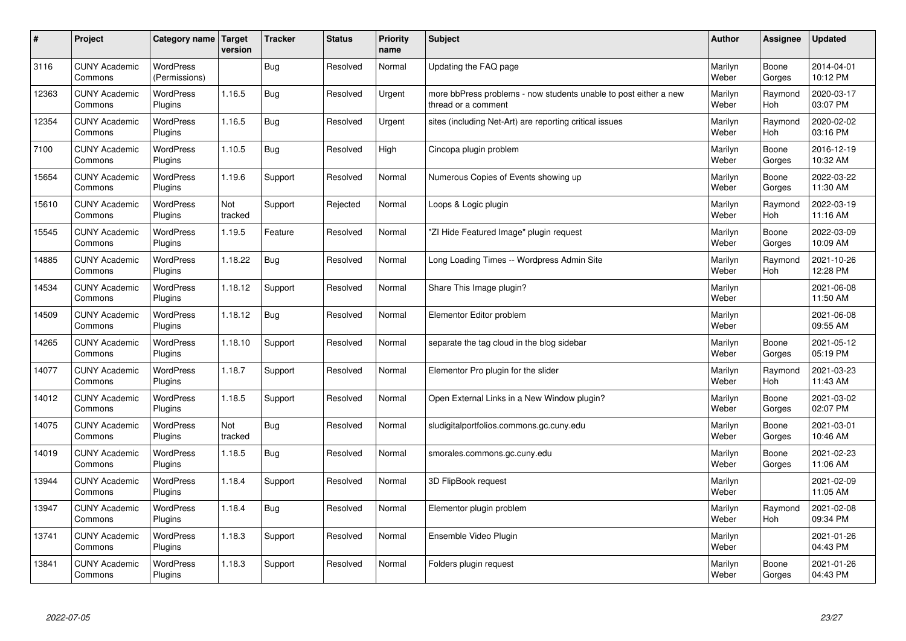| # | Project | Category name | Target version | Tracker | Status | Priority name | Subject | Author | Assignee | Updated |
|---|---|---|---|---|---|---|---|---|---|---|
| 3116 | CUNY Academic Commons | WordPress (Permissions) | | Bug | Resolved | Normal | Updating the FAQ page | Marilyn Weber | Boone Gorges | 2014-04-01 10:12 PM |
| 12363 | CUNY Academic Commons | WordPress Plugins | 1.16.5 | Bug | Resolved | Urgent | more bbPress problems - now students unable to post either a new thread or a comment | Marilyn Weber | Raymond Hoh | 2020-03-17 03:07 PM |
| 12354 | CUNY Academic Commons | WordPress Plugins | 1.16.5 | Bug | Resolved | Urgent | sites (including Net-Art) are reporting critical issues | Marilyn Weber | Raymond Hoh | 2020-02-02 03:16 PM |
| 7100 | CUNY Academic Commons | WordPress Plugins | 1.10.5 | Bug | Resolved | High | Cincopa plugin problem | Marilyn Weber | Boone Gorges | 2016-12-19 10:32 AM |
| 15654 | CUNY Academic Commons | WordPress Plugins | 1.19.6 | Support | Resolved | Normal | Numerous Copies of Events showing up | Marilyn Weber | Boone Gorges | 2022-03-22 11:30 AM |
| 15610 | CUNY Academic Commons | WordPress Plugins | Not tracked | Support | Rejected | Normal | Loops & Logic plugin | Marilyn Weber | Raymond Hoh | 2022-03-19 11:16 AM |
| 15545 | CUNY Academic Commons | WordPress Plugins | 1.19.5 | Feature | Resolved | Normal | "ZI Hide Featured Image" plugin request | Marilyn Weber | Boone Gorges | 2022-03-09 10:09 AM |
| 14885 | CUNY Academic Commons | WordPress Plugins | 1.18.22 | Bug | Resolved | Normal | Long Loading Times -- Wordpress Admin Site | Marilyn Weber | Raymond Hoh | 2021-10-26 12:28 PM |
| 14534 | CUNY Academic Commons | WordPress Plugins | 1.18.12 | Support | Resolved | Normal | Share This Image plugin? | Marilyn Weber | | 2021-06-08 11:50 AM |
| 14509 | CUNY Academic Commons | WordPress Plugins | 1.18.12 | Bug | Resolved | Normal | Elementor Editor problem | Marilyn Weber | | 2021-06-08 09:55 AM |
| 14265 | CUNY Academic Commons | WordPress Plugins | 1.18.10 | Support | Resolved | Normal | separate the tag cloud in the blog sidebar | Marilyn Weber | Boone Gorges | 2021-05-12 05:19 PM |
| 14077 | CUNY Academic Commons | WordPress Plugins | 1.18.7 | Support | Resolved | Normal | Elementor Pro plugin for the slider | Marilyn Weber | Raymond Hoh | 2021-03-23 11:43 AM |
| 14012 | CUNY Academic Commons | WordPress Plugins | 1.18.5 | Support | Resolved | Normal | Open External Links in a New Window plugin? | Marilyn Weber | Boone Gorges | 2021-03-02 02:07 PM |
| 14075 | CUNY Academic Commons | WordPress Plugins | Not tracked | Bug | Resolved | Normal | sludigitalportfolios.commons.gc.cuny.edu | Marilyn Weber | Boone Gorges | 2021-03-01 10:46 AM |
| 14019 | CUNY Academic Commons | WordPress Plugins | 1.18.5 | Bug | Resolved | Normal | smorales.commons.gc.cuny.edu | Marilyn Weber | Boone Gorges | 2021-02-23 11:06 AM |
| 13944 | CUNY Academic Commons | WordPress Plugins | 1.18.4 | Support | Resolved | Normal | 3D FlipBook request | Marilyn Weber | | 2021-02-09 11:05 AM |
| 13947 | CUNY Academic Commons | WordPress Plugins | 1.18.4 | Bug | Resolved | Normal | Elementor plugin problem | Marilyn Weber | Raymond Hoh | 2021-02-08 09:34 PM |
| 13741 | CUNY Academic Commons | WordPress Plugins | 1.18.3 | Support | Resolved | Normal | Ensemble Video Plugin | Marilyn Weber | | 2021-01-26 04:43 PM |
| 13841 | CUNY Academic Commons | WordPress Plugins | 1.18.3 | Support | Resolved | Normal | Folders plugin request | Marilyn Weber | Boone Gorges | 2021-01-26 04:43 PM |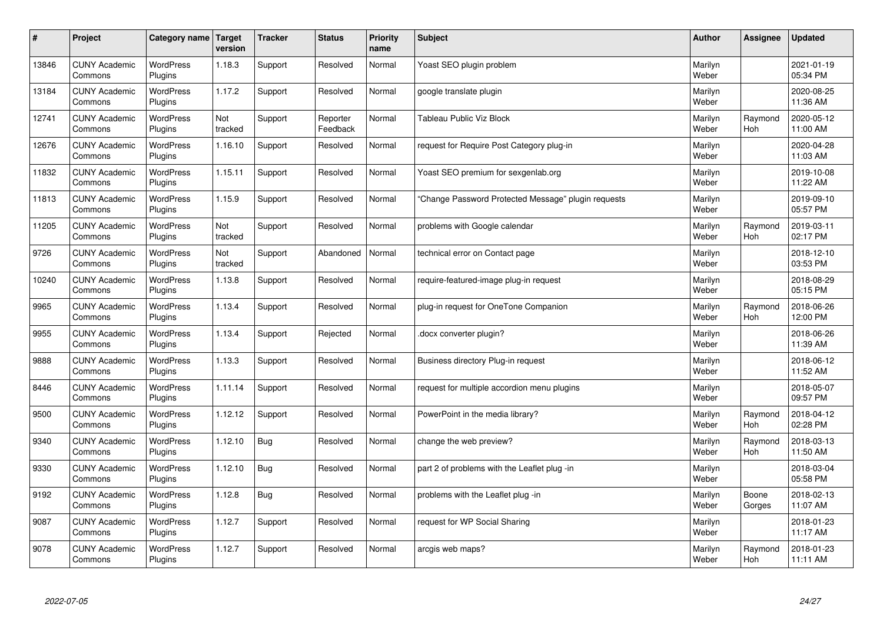| # | Project | Category name | Target version | Tracker | Status | Priority name | Subject | Author | Assignee | Updated |
|---|---|---|---|---|---|---|---|---|---|---|
| 13846 | CUNY Academic Commons | WordPress Plugins | 1.18.3 | Support | Resolved | Normal | Yoast SEO plugin problem | Marilyn Weber | | 2021-01-19 05:34 PM |
| 13184 | CUNY Academic Commons | WordPress Plugins | 1.17.2 | Support | Resolved | Normal | google translate plugin | Marilyn Weber | | 2020-08-25 11:36 AM |
| 12741 | CUNY Academic Commons | WordPress Plugins | Not tracked | Support | Reporter Feedback | Normal | Tableau Public Viz Block | Marilyn Weber | Raymond Hoh | 2020-05-12 11:00 AM |
| 12676 | CUNY Academic Commons | WordPress Plugins | 1.16.10 | Support | Resolved | Normal | request for Require Post Category plug-in | Marilyn Weber | | 2020-04-28 11:03 AM |
| 11832 | CUNY Academic Commons | WordPress Plugins | 1.15.11 | Support | Resolved | Normal | Yoast SEO premium for sexgenlab.org | Marilyn Weber | | 2019-10-08 11:22 AM |
| 11813 | CUNY Academic Commons | WordPress Plugins | 1.15.9 | Support | Resolved | Normal | "Change Password Protected Message" plugin requests | Marilyn Weber | | 2019-09-10 05:57 PM |
| 11205 | CUNY Academic Commons | WordPress Plugins | Not tracked | Support | Resolved | Normal | problems with Google calendar | Marilyn Weber | Raymond Hoh | 2019-03-11 02:17 PM |
| 9726 | CUNY Academic Commons | WordPress Plugins | Not tracked | Support | Abandoned | Normal | technical error on Contact page | Marilyn Weber | | 2018-12-10 03:53 PM |
| 10240 | CUNY Academic Commons | WordPress Plugins | 1.13.8 | Support | Resolved | Normal | require-featured-image plug-in request | Marilyn Weber | | 2018-08-29 05:15 PM |
| 9965 | CUNY Academic Commons | WordPress Plugins | 1.13.4 | Support | Resolved | Normal | plug-in request for OneTone Companion | Marilyn Weber | Raymond Hoh | 2018-06-26 12:00 PM |
| 9955 | CUNY Academic Commons | WordPress Plugins | 1.13.4 | Support | Rejected | Normal | .docx converter plugin? | Marilyn Weber | | 2018-06-26 11:39 AM |
| 9888 | CUNY Academic Commons | WordPress Plugins | 1.13.3 | Support | Resolved | Normal | Business directory Plug-in request | Marilyn Weber | | 2018-06-12 11:52 AM |
| 8446 | CUNY Academic Commons | WordPress Plugins | 1.11.14 | Support | Resolved | Normal | request for multiple accordion menu plugins | Marilyn Weber | | 2018-05-07 09:57 PM |
| 9500 | CUNY Academic Commons | WordPress Plugins | 1.12.12 | Support | Resolved | Normal | PowerPoint in the media library? | Marilyn Weber | Raymond Hoh | 2018-04-12 02:28 PM |
| 9340 | CUNY Academic Commons | WordPress Plugins | 1.12.10 | Bug | Resolved | Normal | change the web preview? | Marilyn Weber | Raymond Hoh | 2018-03-13 11:50 AM |
| 9330 | CUNY Academic Commons | WordPress Plugins | 1.12.10 | Bug | Resolved | Normal | part 2 of problems with the Leaflet plug -in | Marilyn Weber | | 2018-03-04 05:58 PM |
| 9192 | CUNY Academic Commons | WordPress Plugins | 1.12.8 | Bug | Resolved | Normal | problems with the Leaflet plug -in | Marilyn Weber | Boone Gorges | 2018-02-13 11:07 AM |
| 9087 | CUNY Academic Commons | WordPress Plugins | 1.12.7 | Support | Resolved | Normal | request for WP Social Sharing | Marilyn Weber | | 2018-01-23 11:17 AM |
| 9078 | CUNY Academic Commons | WordPress Plugins | 1.12.7 | Support | Resolved | Normal | arcgis web maps? | Marilyn Weber | Raymond Hoh | 2018-01-23 11:11 AM |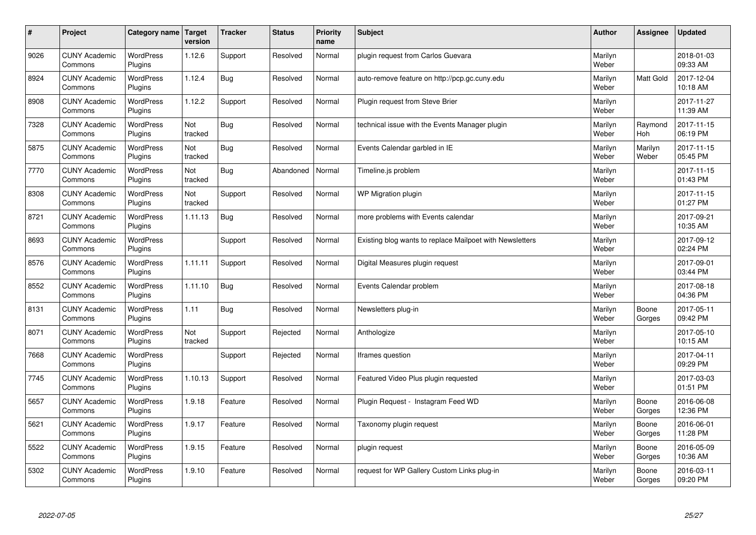| # | Project | Category name | Target version | Tracker | Status | Priority name | Subject | Author | Assignee | Updated |
|---|---|---|---|---|---|---|---|---|---|---|
| 9026 | CUNY Academic Commons | WordPress Plugins | 1.12.6 | Support | Resolved | Normal | plugin request from Carlos Guevara | Marilyn Weber | | 2018-01-03 09:33 AM |
| 8924 | CUNY Academic Commons | WordPress Plugins | 1.12.4 | Bug | Resolved | Normal | auto-remove feature on http://pcp.gc.cuny.edu | Marilyn Weber | Matt Gold | 2017-12-04 10:18 AM |
| 8908 | CUNY Academic Commons | WordPress Plugins | 1.12.2 | Support | Resolved | Normal | Plugin request from Steve Brier | Marilyn Weber | | 2017-11-27 11:39 AM |
| 7328 | CUNY Academic Commons | WordPress Plugins | Not tracked | Bug | Resolved | Normal | technical issue with the Events Manager plugin | Marilyn Weber | Raymond Hoh | 2017-11-15 06:19 PM |
| 5875 | CUNY Academic Commons | WordPress Plugins | Not tracked | Bug | Resolved | Normal | Events Calendar garbled in IE | Marilyn Weber | Marilyn Weber | 2017-11-15 05:45 PM |
| 7770 | CUNY Academic Commons | WordPress Plugins | Not tracked | Bug | Abandoned | Normal | Timeline.js problem | Marilyn Weber | | 2017-11-15 01:43 PM |
| 8308 | CUNY Academic Commons | WordPress Plugins | Not tracked | Support | Resolved | Normal | WP Migration plugin | Marilyn Weber | | 2017-11-15 01:27 PM |
| 8721 | CUNY Academic Commons | WordPress Plugins | 1.11.13 | Bug | Resolved | Normal | more problems with Events calendar | Marilyn Weber | | 2017-09-21 10:35 AM |
| 8693 | CUNY Academic Commons | WordPress Plugins | | Support | Resolved | Normal | Existing blog wants to replace Mailpoet with Newsletters | Marilyn Weber | | 2017-09-12 02:24 PM |
| 8576 | CUNY Academic Commons | WordPress Plugins | 1.11.11 | Support | Resolved | Normal | Digital Measures plugin request | Marilyn Weber | | 2017-09-01 03:44 PM |
| 8552 | CUNY Academic Commons | WordPress Plugins | 1.11.10 | Bug | Resolved | Normal | Events Calendar problem | Marilyn Weber | | 2017-08-18 04:36 PM |
| 8131 | CUNY Academic Commons | WordPress Plugins | 1.11 | Bug | Resolved | Normal | Newsletters plug-in | Marilyn Weber | Boone Gorges | 2017-05-11 09:42 PM |
| 8071 | CUNY Academic Commons | WordPress Plugins | Not tracked | Support | Rejected | Normal | Anthologize | Marilyn Weber | | 2017-05-10 10:15 AM |
| 7668 | CUNY Academic Commons | WordPress Plugins | | Support | Rejected | Normal | Iframes question | Marilyn Weber | | 2017-04-11 09:29 PM |
| 7745 | CUNY Academic Commons | WordPress Plugins | 1.10.13 | Support | Resolved | Normal | Featured Video Plus plugin requested | Marilyn Weber | | 2017-03-03 01:51 PM |
| 5657 | CUNY Academic Commons | WordPress Plugins | 1.9.18 | Feature | Resolved | Normal | Plugin Request - Instagram Feed WD | Marilyn Weber | Boone Gorges | 2016-06-08 12:36 PM |
| 5621 | CUNY Academic Commons | WordPress Plugins | 1.9.17 | Feature | Resolved | Normal | Taxonomy plugin request | Marilyn Weber | Boone Gorges | 2016-06-01 11:28 PM |
| 5522 | CUNY Academic Commons | WordPress Plugins | 1.9.15 | Feature | Resolved | Normal | plugin request | Marilyn Weber | Boone Gorges | 2016-05-09 10:36 AM |
| 5302 | CUNY Academic Commons | WordPress Plugins | 1.9.10 | Feature | Resolved | Normal | request for WP Gallery Custom Links plug-in | Marilyn Weber | Boone Gorges | 2016-03-11 09:20 PM |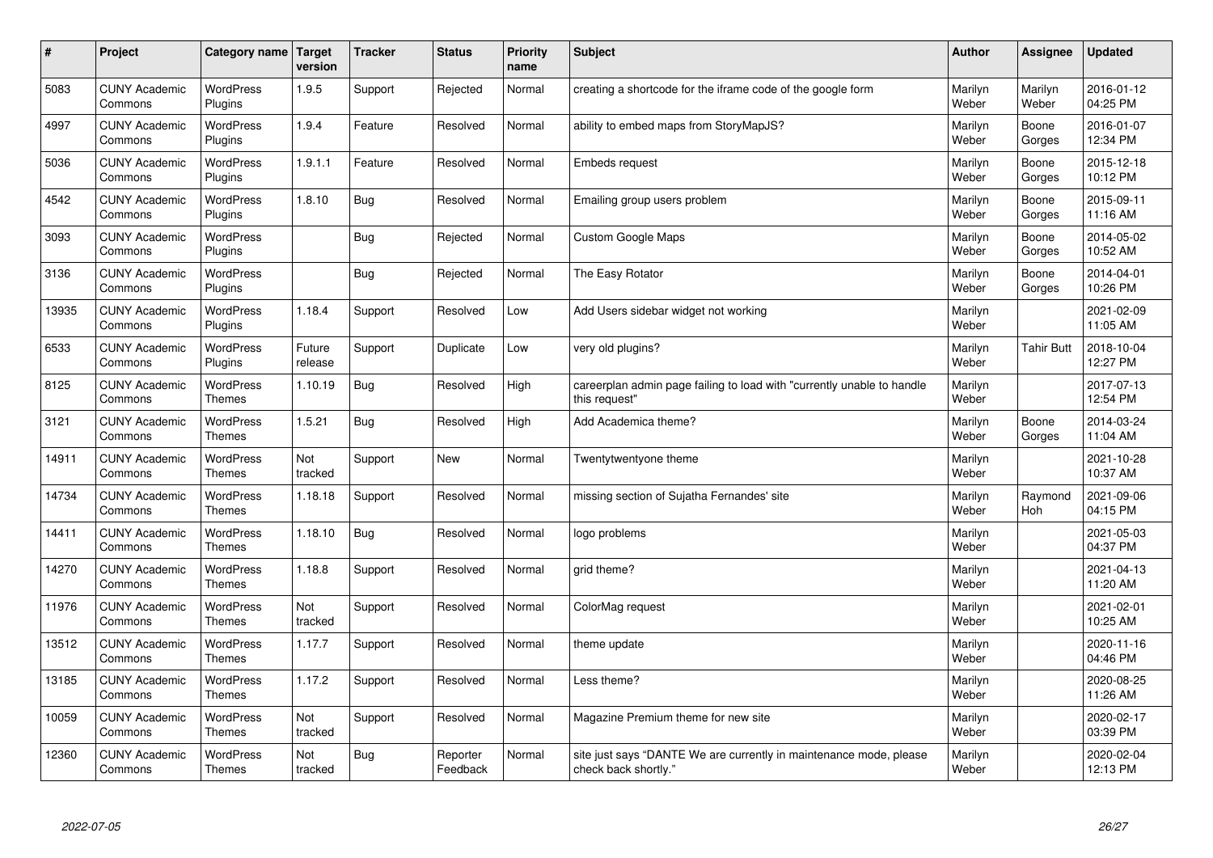| # | Project | Category name | Target version | Tracker | Status | Priority name | Subject | Author | Assignee | Updated |
|---|---|---|---|---|---|---|---|---|---|---|
| 5083 | CUNY Academic Commons | WordPress Plugins | 1.9.5 | Support | Rejected | Normal | creating a shortcode for the iframe code of the google form | Marilyn Weber | Marilyn Weber | 2016-01-12 04:25 PM |
| 4997 | CUNY Academic Commons | WordPress Plugins | 1.9.4 | Feature | Resolved | Normal | ability to embed maps from StoryMapJS? | Marilyn Weber | Boone Gorges | 2016-01-07 12:34 PM |
| 5036 | CUNY Academic Commons | WordPress Plugins | 1.9.1.1 | Feature | Resolved | Normal | Embeds request | Marilyn Weber | Boone Gorges | 2015-12-18 10:12 PM |
| 4542 | CUNY Academic Commons | WordPress Plugins | 1.8.10 | Bug | Resolved | Normal | Emailing group users problem | Marilyn Weber | Boone Gorges | 2015-09-11 11:16 AM |
| 3093 | CUNY Academic Commons | WordPress Plugins | | Bug | Rejected | Normal | Custom Google Maps | Marilyn Weber | Boone Gorges | 2014-05-02 10:52 AM |
| 3136 | CUNY Academic Commons | WordPress Plugins | | Bug | Rejected | Normal | The Easy Rotator | Marilyn Weber | Boone Gorges | 2014-04-01 10:26 PM |
| 13935 | CUNY Academic Commons | WordPress Plugins | 1.18.4 | Support | Resolved | Low | Add Users sidebar widget not working | Marilyn Weber | | 2021-02-09 11:05 AM |
| 6533 | CUNY Academic Commons | WordPress Plugins | Future release | Support | Duplicate | Low | very old plugins? | Marilyn Weber | Tahir Butt | 2018-10-04 12:27 PM |
| 8125 | CUNY Academic Commons | WordPress Themes | 1.10.19 | Bug | Resolved | High | careerplan admin page failing to load with "currently unable to handle this request" | Marilyn Weber | | 2017-07-13 12:54 PM |
| 3121 | CUNY Academic Commons | WordPress Themes | 1.5.21 | Bug | Resolved | High | Add Academica theme? | Marilyn Weber | Boone Gorges | 2014-03-24 11:04 AM |
| 14911 | CUNY Academic Commons | WordPress Themes | Not tracked | Support | New | Normal | Twentytwentyone theme | Marilyn Weber | | 2021-10-28 10:37 AM |
| 14734 | CUNY Academic Commons | WordPress Themes | 1.18.18 | Support | Resolved | Normal | missing section of Sujatha Fernandes' site | Marilyn Weber | Raymond Hoh | 2021-09-06 04:15 PM |
| 14411 | CUNY Academic Commons | WordPress Themes | 1.18.10 | Bug | Resolved | Normal | logo problems | Marilyn Weber | | 2021-05-03 04:37 PM |
| 14270 | CUNY Academic Commons | WordPress Themes | 1.18.8 | Support | Resolved | Normal | grid theme? | Marilyn Weber | | 2021-04-13 11:20 AM |
| 11976 | CUNY Academic Commons | WordPress Themes | Not tracked | Support | Resolved | Normal | ColorMag request | Marilyn Weber | | 2021-02-01 10:25 AM |
| 13512 | CUNY Academic Commons | WordPress Themes | 1.17.7 | Support | Resolved | Normal | theme update | Marilyn Weber | | 2020-11-16 04:46 PM |
| 13185 | CUNY Academic Commons | WordPress Themes | 1.17.2 | Support | Resolved | Normal | Less theme? | Marilyn Weber | | 2020-08-25 11:26 AM |
| 10059 | CUNY Academic Commons | WordPress Themes | Not tracked | Support | Resolved | Normal | Magazine Premium theme for new site | Marilyn Weber | | 2020-02-17 03:39 PM |
| 12360 | CUNY Academic Commons | WordPress Themes | Not tracked | Bug | Reporter Feedback | Normal | site just says "DANTE We are currently in maintenance mode, please check back shortly." | Marilyn Weber | | 2020-02-04 12:13 PM |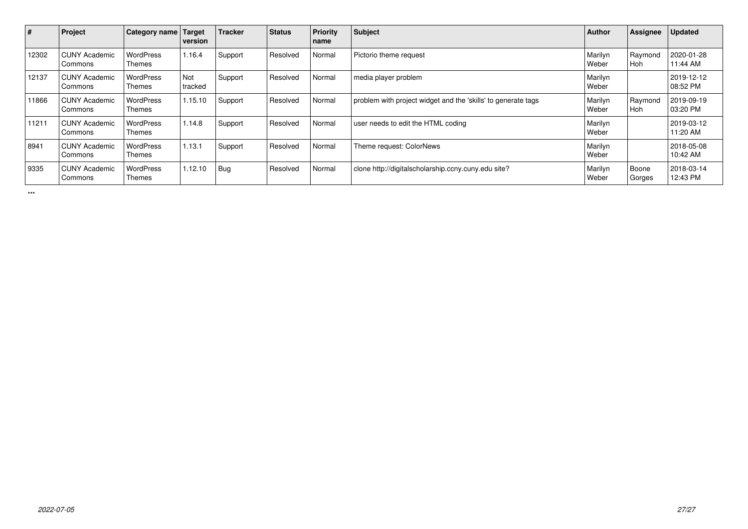| # | Project | Category name | Target version | Tracker | Status | Priority name | Subject | Author | Assignee | Updated |
|---|---|---|---|---|---|---|---|---|---|---|
| 12302 | CUNY Academic Commons | WordPress Themes | 1.16.4 | Support | Resolved | Normal | Pictorio theme request | Marilyn Weber | Raymond Hoh | 2020-01-28 11:44 AM |
| 12137 | CUNY Academic Commons | WordPress Themes | Not tracked | Support | Resolved | Normal | media player problem | Marilyn Weber | | 2019-12-12 08:52 PM |
| 11866 | CUNY Academic Commons | WordPress Themes | 1.15.10 | Support | Resolved | Normal | problem with project widget and the 'skills' to generate tags | Marilyn Weber | Raymond Hoh | 2019-09-19 03:20 PM |
| 11211 | CUNY Academic Commons | WordPress Themes | 1.14.8 | Support | Resolved | Normal | user needs to edit the HTML coding | Marilyn Weber | | 2019-03-12 11:20 AM |
| 8941 | CUNY Academic Commons | WordPress Themes | 1.13.1 | Support | Resolved | Normal | Theme request: ColorNews | Marilyn Weber | | 2018-05-08 10:42 AM |
| 9335 | CUNY Academic Commons | WordPress Themes | 1.12.10 | Bug | Resolved | Normal | clone http://digitalscholarship.ccny.cuny.edu site? | Marilyn Weber | Boone Gorges | 2018-03-14 12:43 PM |

...